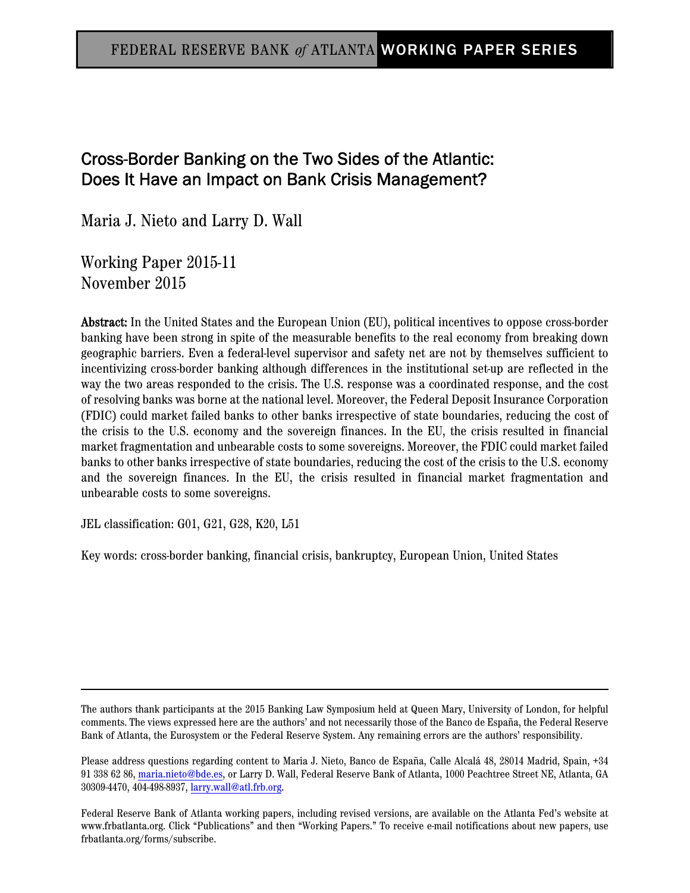FEDERAL RESERVE BANK *of* ATLANTA **WORKING PAPER SERIES**

# Cross-Border Banking on the Two Sides of the Atlantic: Does It Have an Impact on Bank Crisis Management?

Maria J. Nieto and Larry D. Wall

Working Paper 2015-11
November 2015

**Abstract:** In the United States and the European Union (EU), political incentives to oppose cross-border banking have been strong in spite of the measurable benefits to the real economy from breaking down geographic barriers. Even a federal-level supervisor and safety net are not by themselves sufficient to incentivizing cross-border banking although differences in the institutional set-up are reflected in the way the two areas responded to the crisis. The U.S. response was a coordinated response, and the cost of resolving banks was borne at the national level. Moreover, the Federal Deposit Insurance Corporation (FDIC) could market failed banks to other banks irrespective of state boundaries, reducing the cost of the crisis to the U.S. economy and the sovereign finances. In the EU, the crisis resulted in financial market fragmentation and unbearable costs to some sovereigns. Moreover, the FDIC could market failed banks to other banks irrespective of state boundaries, reducing the cost of the crisis to the U.S. economy and the sovereign finances. In the EU, the crisis resulted in financial market fragmentation and unbearable costs to some sovereigns.

JEL classification: G01, G21, G28, K20, L51

Key words: cross-border banking, financial crisis, bankruptcy, European Union, United States

---

The authors thank participants at the 2015 Banking Law Symposium held at Queen Mary, University of London, for helpful comments. The views expressed here are the authors' and not necessarily those of the Banco de España, the Federal Reserve Bank of Atlanta, the Eurosystem or the Federal Reserve System. Any remaining errors are the authors' responsibility.

Please address questions regarding content to Maria J. Nieto, Banco de España, Calle Alcalá 48, 28014 Madrid, Spain, +34 91 338 62 86, maria.nieto@bde.es, or Larry D. Wall, Federal Reserve Bank of Atlanta, 1000 Peachtree Street NE, Atlanta, GA 30309-4470, 404-498-8937, larry.wall@atl.frb.org.

Federal Reserve Bank of Atlanta working papers, including revised versions, are available on the Atlanta Fed's website at www.frbatlanta.org. Click "Publications" and then "Working Papers." To receive e-mail notifications about new papers, use frbatlanta.org/forms/subscribe.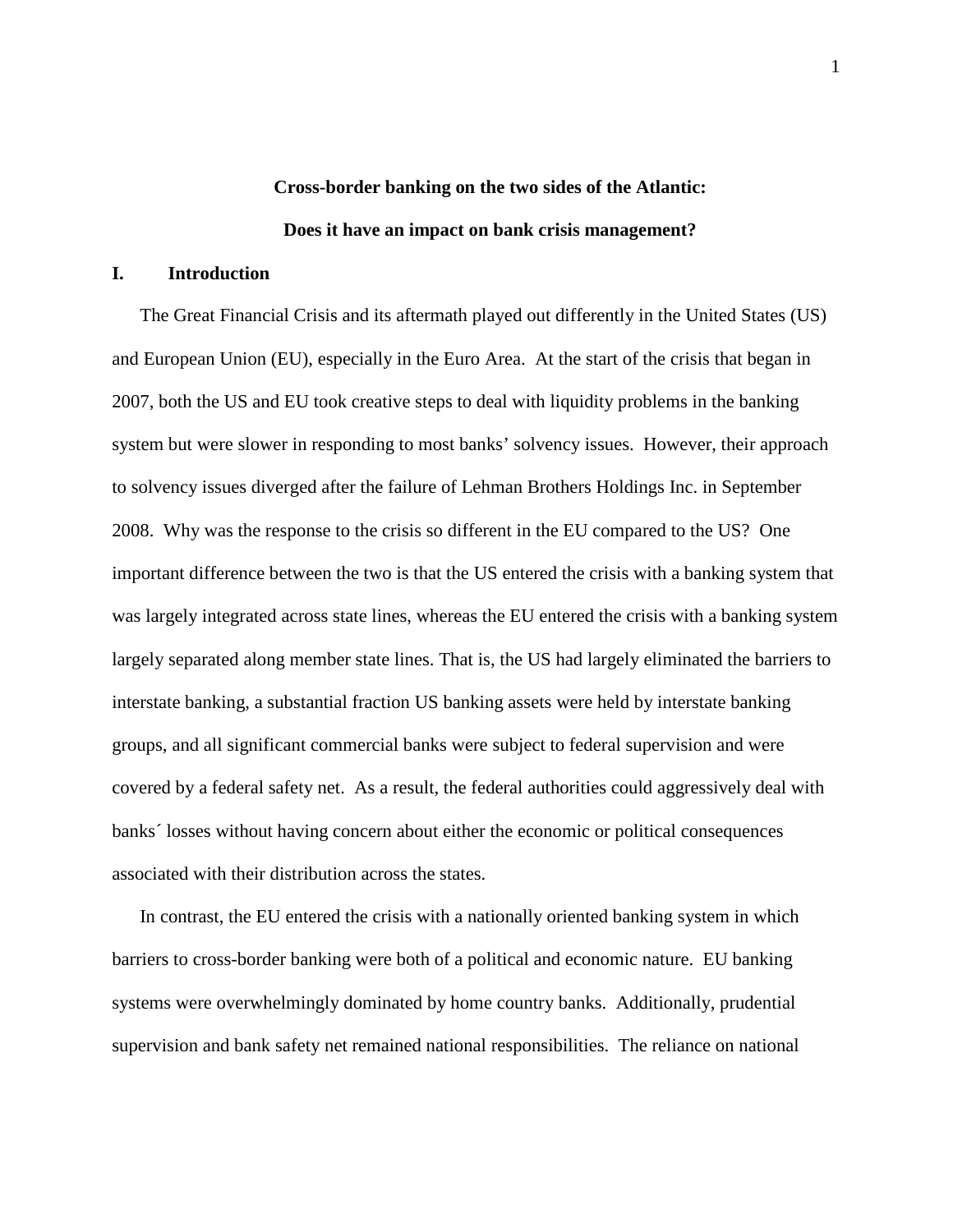**Cross-border banking on the two sides of the Atlantic:**

**Does it have an impact on bank crisis management?**

## I. Introduction

The Great Financial Crisis and its aftermath played out differently in the United States (US) and European Union (EU), especially in the Euro Area. At the start of the crisis that began in 2007, both the US and EU took creative steps to deal with liquidity problems in the banking system but were slower in responding to most banks' solvency issues. However, their approach to solvency issues diverged after the failure of Lehman Brothers Holdings Inc. in September 2008. Why was the response to the crisis so different in the EU compared to the US? One important difference between the two is that the US entered the crisis with a banking system that was largely integrated across state lines, whereas the EU entered the crisis with a banking system largely separated along member state lines. That is, the US had largely eliminated the barriers to interstate banking, a substantial fraction US banking assets were held by interstate banking groups, and all significant commercial banks were subject to federal supervision and were covered by a federal safety net. As a result, the federal authorities could aggressively deal with banks´ losses without having concern about either the economic or political consequences associated with their distribution across the states.

In contrast, the EU entered the crisis with a nationally oriented banking system in which barriers to cross-border banking were both of a political and economic nature. EU banking systems were overwhelmingly dominated by home country banks. Additionally, prudential supervision and bank safety net remained national responsibilities. The reliance on national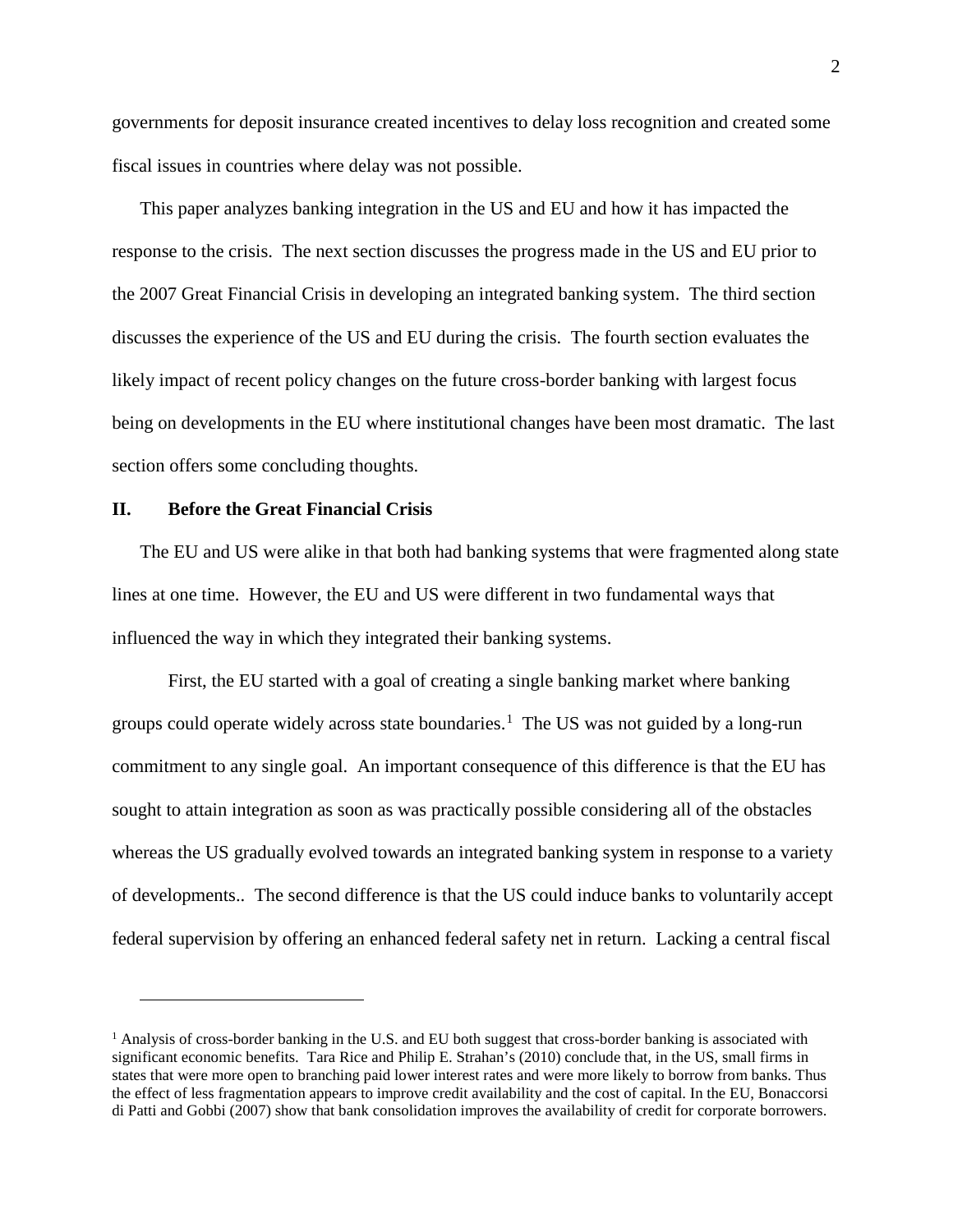governments for deposit insurance created incentives to delay loss recognition and created some fiscal issues in countries where delay was not possible.

This paper analyzes banking integration in the US and EU and how it has impacted the response to the crisis. The next section discusses the progress made in the US and EU prior to the 2007 Great Financial Crisis in developing an integrated banking system. The third section discusses the experience of the US and EU during the crisis. The fourth section evaluates the likely impact of recent policy changes on the future cross-border banking with largest focus being on developments in the EU where institutional changes have been most dramatic. The last section offers some concluding thoughts.

## II. Before the Great Financial Crisis

The EU and US were alike in that both had banking systems that were fragmented along state lines at one time. However, the EU and US were different in two fundamental ways that influenced the way in which they integrated their banking systems.

First, the EU started with a goal of creating a single banking market where banking groups could operate widely across state boundaries.[1] The US was not guided by a long-run commitment to any single goal. An important consequence of this difference is that the EU has sought to attain integration as soon as was practically possible considering all of the obstacles whereas the US gradually evolved towards an integrated banking system in response to a variety of developments.. The second difference is that the US could induce banks to voluntarily accept federal supervision by offering an enhanced federal safety net in return. Lacking a central fiscal

---

[1] Analysis of cross-border banking in the U.S. and EU both suggest that cross-border banking is associated with significant economic benefits. Tara Rice and Philip E. Strahan's (2010) conclude that, in the US, small firms in states that were more open to branching paid lower interest rates and were more likely to borrow from banks. Thus the effect of less fragmentation appears to improve credit availability and the cost of capital. In the EU, Bonaccorsi di Patti and Gobbi (2007) show that bank consolidation improves the availability of credit for corporate borrowers.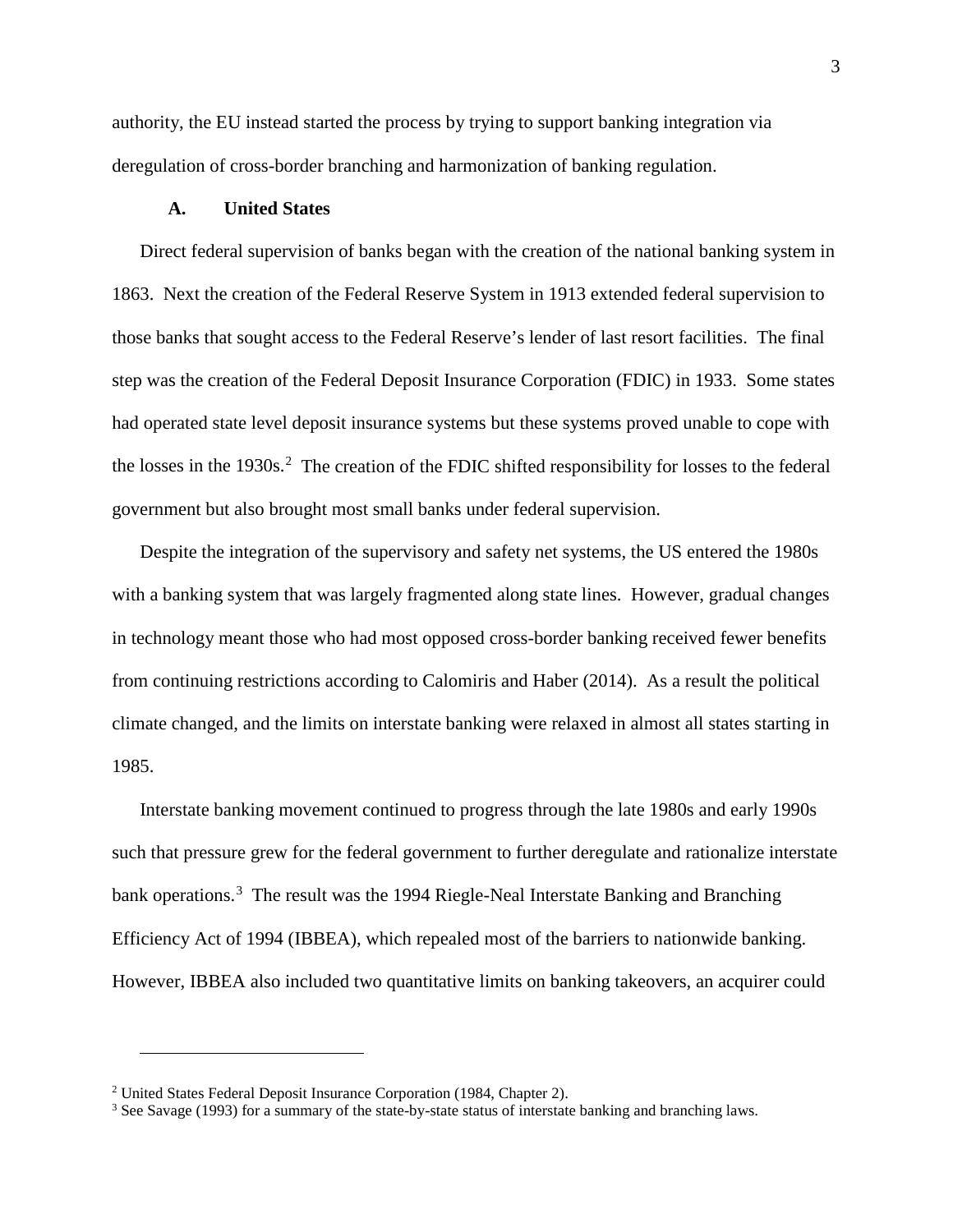authority, the EU instead started the process by trying to support banking integration via deregulation of cross-border branching and harmonization of banking regulation.

### A. United States

Direct federal supervision of banks began with the creation of the national banking system in 1863. Next the creation of the Federal Reserve System in 1913 extended federal supervision to those banks that sought access to the Federal Reserve's lender of last resort facilities. The final step was the creation of the Federal Deposit Insurance Corporation (FDIC) in 1933. Some states had operated state level deposit insurance systems but these systems proved unable to cope with the losses in the 1930s.[2] The creation of the FDIC shifted responsibility for losses to the federal government but also brought most small banks under federal supervision.

Despite the integration of the supervisory and safety net systems, the US entered the 1980s with a banking system that was largely fragmented along state lines. However, gradual changes in technology meant those who had most opposed cross-border banking received fewer benefits from continuing restrictions according to Calomiris and Haber (2014). As a result the political climate changed, and the limits on interstate banking were relaxed in almost all states starting in 1985.

Interstate banking movement continued to progress through the late 1980s and early 1990s such that pressure grew for the federal government to further deregulate and rationalize interstate bank operations.[3] The result was the 1994 Riegle-Neal Interstate Banking and Branching Efficiency Act of 1994 (IBBEA), which repealed most of the barriers to nationwide banking. However, IBBEA also included two quantitative limits on banking takeovers, an acquirer could

---

[2] United States Federal Deposit Insurance Corporation (1984, Chapter 2).

[3] See Savage (1993) for a summary of the state-by-state status of interstate banking and branching laws.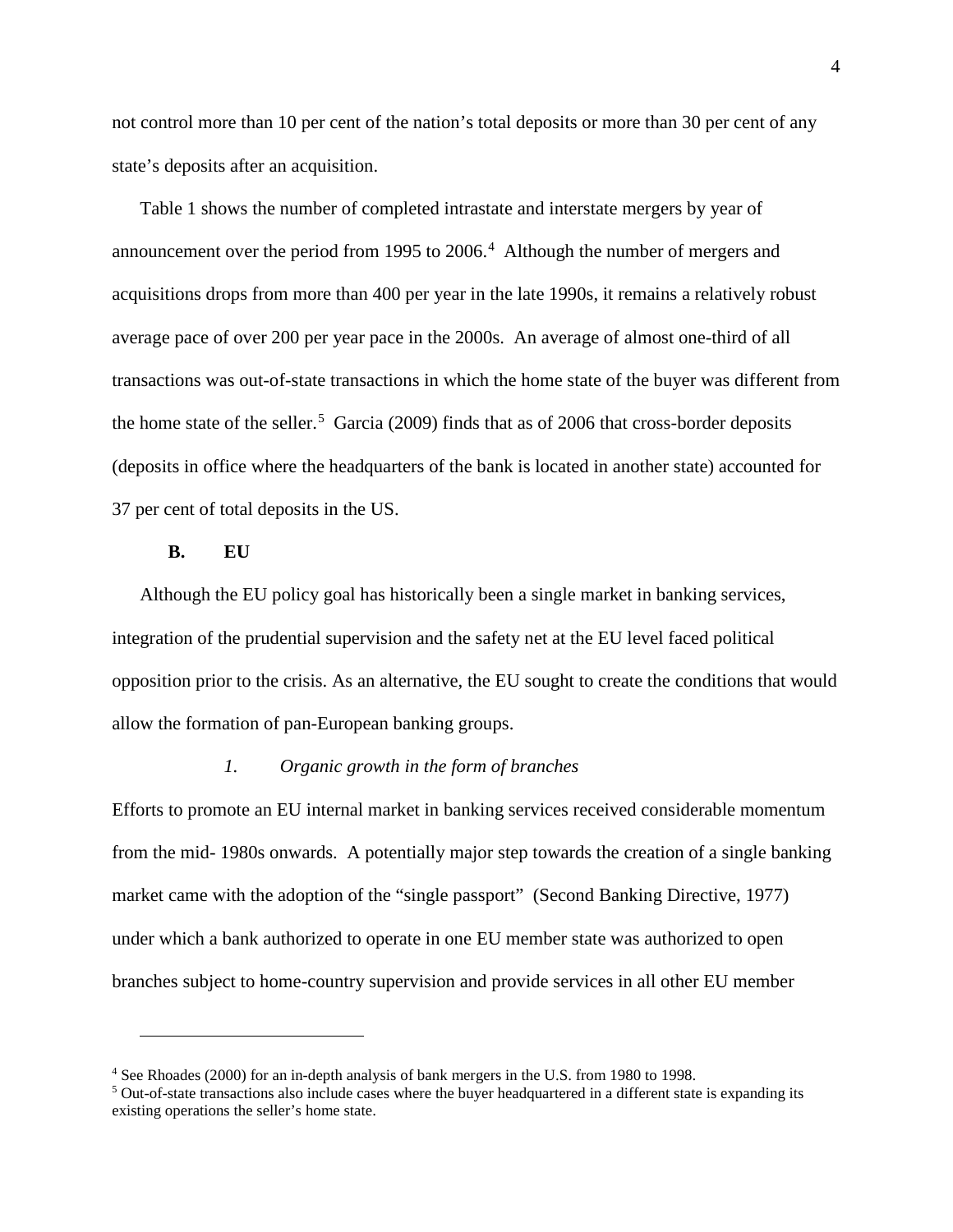not control more than 10 per cent of the nation's total deposits or more than 30 per cent of any state's deposits after an acquisition.

Table 1 shows the number of completed intrastate and interstate mergers by year of announcement over the period from 1995 to 2006.[4] Although the number of mergers and acquisitions drops from more than 400 per year in the late 1990s, it remains a relatively robust average pace of over 200 per year pace in the 2000s. An average of almost one-third of all transactions was out-of-state transactions in which the home state of the buyer was different from the home state of the seller.[5] Garcia (2009) finds that as of 2006 that cross-border deposits (deposits in office where the headquarters of the bank is located in another state) accounted for 37 per cent of total deposits in the US.

### B. EU

Although the EU policy goal has historically been a single market in banking services, integration of the prudential supervision and the safety net at the EU level faced political opposition prior to the crisis. As an alternative, the EU sought to create the conditions that would allow the formation of pan-European banking groups.

#### *1. Organic growth in the form of branches*

Efforts to promote an EU internal market in banking services received considerable momentum from the mid- 1980s onwards. A potentially major step towards the creation of a single banking market came with the adoption of the "single passport" (Second Banking Directive, 1977) under which a bank authorized to operate in one EU member state was authorized to open branches subject to home-country supervision and provide services in all other EU member

---

[4] See Rhoades (2000) for an in-depth analysis of bank mergers in the U.S. from 1980 to 1998.

[5] Out-of-state transactions also include cases where the buyer headquartered in a different state is expanding its existing operations the seller's home state.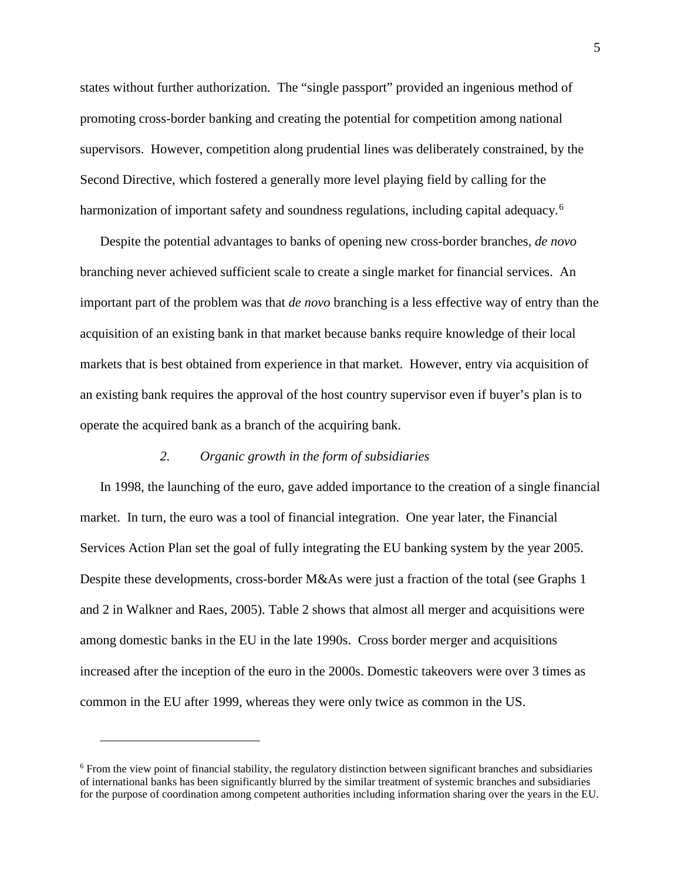states without further authorization. The "single passport" provided an ingenious method of promoting cross-border banking and creating the potential for competition among national supervisors. However, competition along prudential lines was deliberately constrained, by the Second Directive, which fostered a generally more level playing field by calling for the harmonization of important safety and soundness regulations, including capital adequacy.[6]

Despite the potential advantages to banks of opening new cross-border branches, *de novo* branching never achieved sufficient scale to create a single market for financial services. An important part of the problem was that *de novo* branching is a less effective way of entry than the acquisition of an existing bank in that market because banks require knowledge of their local markets that is best obtained from experience in that market. However, entry via acquisition of an existing bank requires the approval of the host country supervisor even if buyer's plan is to operate the acquired bank as a branch of the acquiring bank.

### *2. Organic growth in the form of subsidiaries*

In 1998, the launching of the euro, gave added importance to the creation of a single financial market. In turn, the euro was a tool of financial integration. One year later, the Financial Services Action Plan set the goal of fully integrating the EU banking system by the year 2005. Despite these developments, cross-border M&As were just a fraction of the total (see Graphs 1 and 2 in Walkner and Raes, 2005). Table 2 shows that almost all merger and acquisitions were among domestic banks in the EU in the late 1990s. Cross border merger and acquisitions increased after the inception of the euro in the 2000s. Domestic takeovers were over 3 times as common in the EU after 1999, whereas they were only twice as common in the US.

---

[6] From the view point of financial stability, the regulatory distinction between significant branches and subsidiaries of international banks has been significantly blurred by the similar treatment of systemic branches and subsidiaries for the purpose of coordination among competent authorities including information sharing over the years in the EU.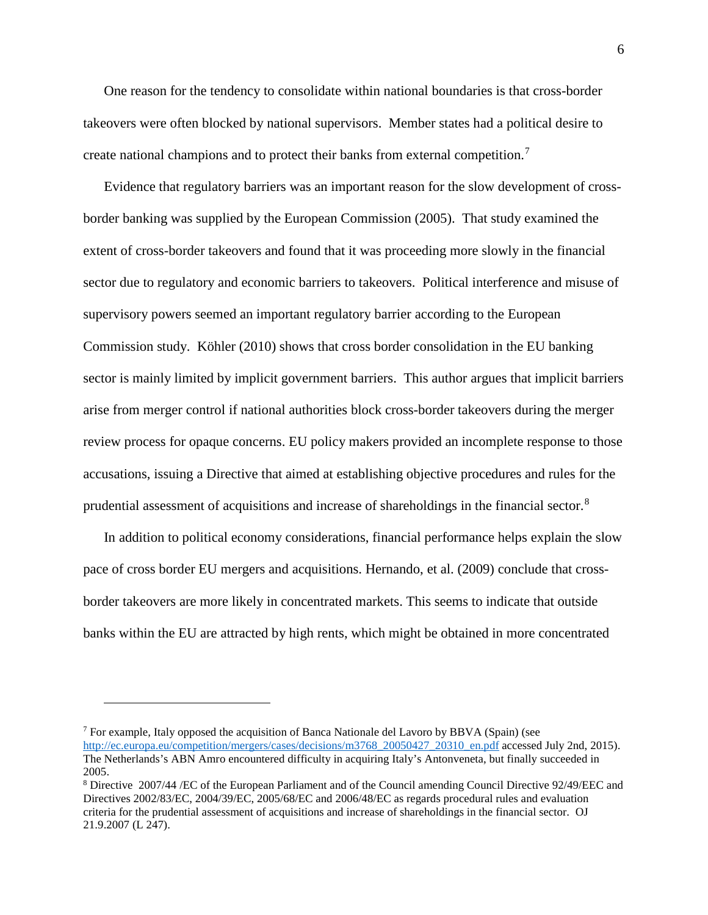One reason for the tendency to consolidate within national boundaries is that cross-border takeovers were often blocked by national supervisors. Member states had a political desire to create national champions and to protect their banks from external competition.[7]

Evidence that regulatory barriers was an important reason for the slow development of cross-border banking was supplied by the European Commission (2005). That study examined the extent of cross-border takeovers and found that it was proceeding more slowly in the financial sector due to regulatory and economic barriers to takeovers. Political interference and misuse of supervisory powers seemed an important regulatory barrier according to the European Commission study. Köhler (2010) shows that cross border consolidation in the EU banking sector is mainly limited by implicit government barriers. This author argues that implicit barriers arise from merger control if national authorities block cross-border takeovers during the merger review process for opaque concerns. EU policy makers provided an incomplete response to those accusations, issuing a Directive that aimed at establishing objective procedures and rules for the prudential assessment of acquisitions and increase of shareholdings in the financial sector.[8]

In addition to political economy considerations, financial performance helps explain the slow pace of cross border EU mergers and acquisitions. Hernando, et al. (2009) conclude that cross-border takeovers are more likely in concentrated markets. This seems to indicate that outside banks within the EU are attracted by high rents, which might be obtained in more concentrated

---

[7] For example, Italy opposed the acquisition of Banca Nationale del Lavoro by BBVA (Spain) (see http://ec.europa.eu/competition/mergers/cases/decisions/m3768_20050427_20310_en.pdf accessed July 2nd, 2015). The Netherlands's ABN Amro encountered difficulty in acquiring Italy's Antonveneta, but finally succeeded in 2005.

[8] Directive 2007/44 /EC of the European Parliament and of the Council amending Council Directive 92/49/EEC and Directives 2002/83/EC, 2004/39/EC, 2005/68/EC and 2006/48/EC as regards procedural rules and evaluation criteria for the prudential assessment of acquisitions and increase of shareholdings in the financial sector. OJ 21.9.2007 (L 247).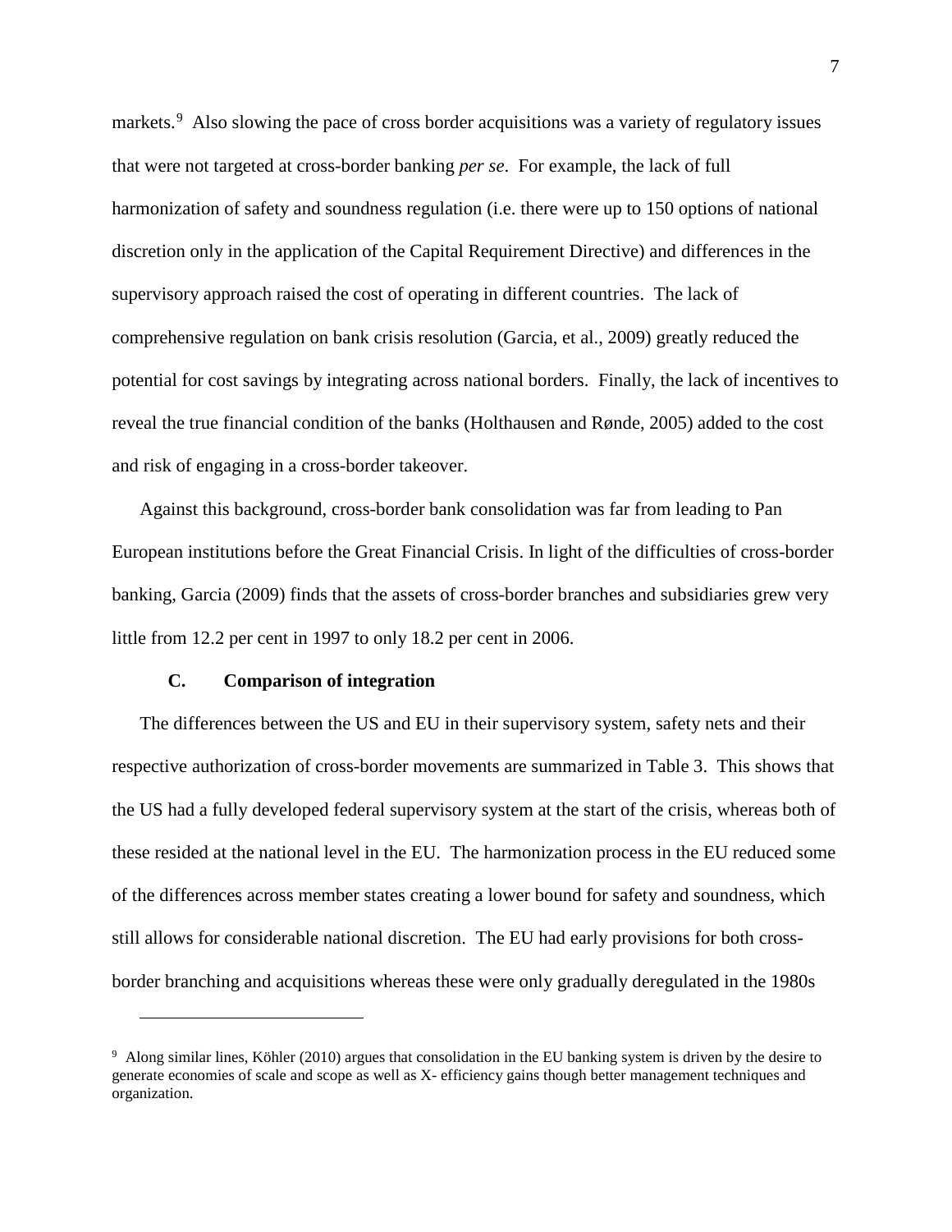markets.[9] Also slowing the pace of cross border acquisitions was a variety of regulatory issues that were not targeted at cross-border banking *per se*. For example, the lack of full harmonization of safety and soundness regulation (i.e. there were up to 150 options of national discretion only in the application of the Capital Requirement Directive) and differences in the supervisory approach raised the cost of operating in different countries. The lack of comprehensive regulation on bank crisis resolution (Garcia, et al., 2009) greatly reduced the potential for cost savings by integrating across national borders. Finally, the lack of incentives to reveal the true financial condition of the banks (Holthausen and Rønde, 2005) added to the cost and risk of engaging in a cross-border takeover.

Against this background, cross-border bank consolidation was far from leading to Pan European institutions before the Great Financial Crisis. In light of the difficulties of cross-border banking, Garcia (2009) finds that the assets of cross-border branches and subsidiaries grew very little from 12.2 per cent in 1997 to only 18.2 per cent in 2006.

### C. Comparison of integration

The differences between the US and EU in their supervisory system, safety nets and their respective authorization of cross-border movements are summarized in Table 3. This shows that the US had a fully developed federal supervisory system at the start of the crisis, whereas both of these resided at the national level in the EU. The harmonization process in the EU reduced some of the differences across member states creating a lower bound for safety and soundness, which still allows for considerable national discretion. The EU had early provisions for both cross-border branching and acquisitions whereas these were only gradually deregulated in the 1980s

---

[9] Along similar lines, Köhler (2010) argues that consolidation in the EU banking system is driven by the desire to generate economies of scale and scope as well as X- efficiency gains though better management techniques and organization.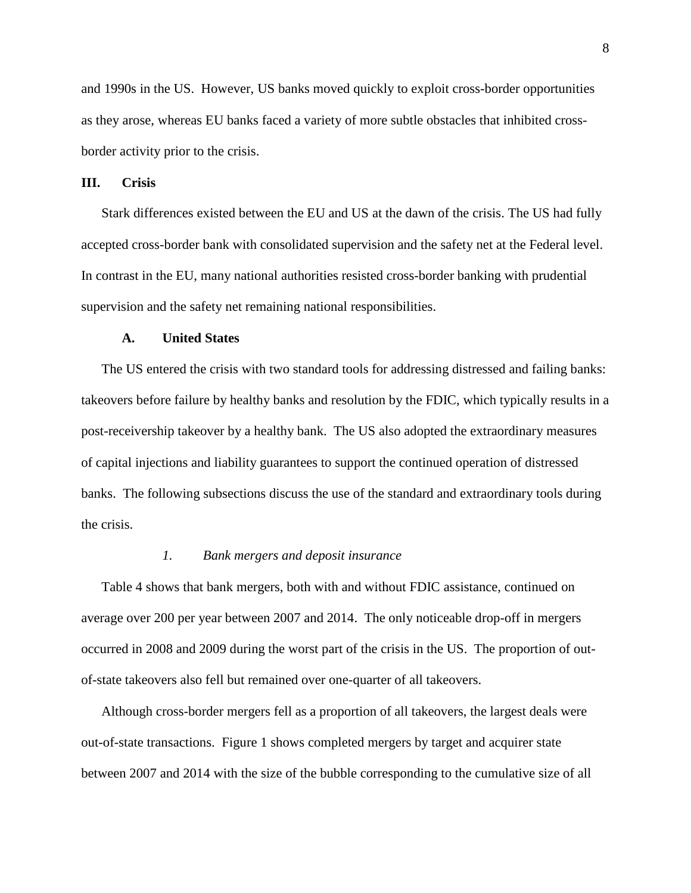and 1990s in the US. However, US banks moved quickly to exploit cross-border opportunities as they arose, whereas EU banks faced a variety of more subtle obstacles that inhibited cross-border activity prior to the crisis.

## III. Crisis

Stark differences existed between the EU and US at the dawn of the crisis. The US had fully accepted cross-border bank with consolidated supervision and the safety net at the Federal level. In contrast in the EU, many national authorities resisted cross-border banking with prudential supervision and the safety net remaining national responsibilities.

### A. United States

The US entered the crisis with two standard tools for addressing distressed and failing banks: takeovers before failure by healthy banks and resolution by the FDIC, which typically results in a post-receivership takeover by a healthy bank. The US also adopted the extraordinary measures of capital injections and liability guarantees to support the continued operation of distressed banks. The following subsections discuss the use of the standard and extraordinary tools during the crisis.

#### *1. Bank mergers and deposit insurance*

Table 4 shows that bank mergers, both with and without FDIC assistance, continued on average over 200 per year between 2007 and 2014. The only noticeable drop-off in mergers occurred in 2008 and 2009 during the worst part of the crisis in the US. The proportion of out-of-state takeovers also fell but remained over one-quarter of all takeovers.

Although cross-border mergers fell as a proportion of all takeovers, the largest deals were out-of-state transactions. Figure 1 shows completed mergers by target and acquirer state between 2007 and 2014 with the size of the bubble corresponding to the cumulative size of all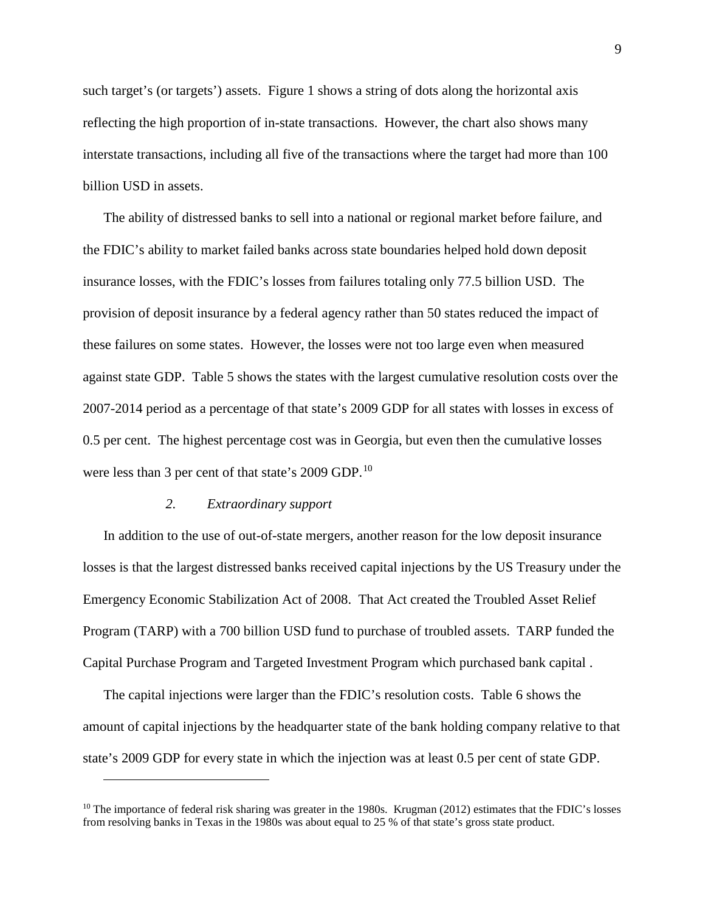such target's (or targets') assets. Figure 1 shows a string of dots along the horizontal axis reflecting the high proportion of in-state transactions. However, the chart also shows many interstate transactions, including all five of the transactions where the target had more than 100 billion USD in assets.

The ability of distressed banks to sell into a national or regional market before failure, and the FDIC's ability to market failed banks across state boundaries helped hold down deposit insurance losses, with the FDIC's losses from failures totaling only 77.5 billion USD. The provision of deposit insurance by a federal agency rather than 50 states reduced the impact of these failures on some states. However, the losses were not too large even when measured against state GDP. Table 5 shows the states with the largest cumulative resolution costs over the 2007-2014 period as a percentage of that state's 2009 GDP for all states with losses in excess of 0.5 per cent. The highest percentage cost was in Georgia, but even then the cumulative losses were less than 3 per cent of that state's 2009 GDP.[10]

### *2. Extraordinary support*

In addition to the use of out-of-state mergers, another reason for the low deposit insurance losses is that the largest distressed banks received capital injections by the US Treasury under the Emergency Economic Stabilization Act of 2008. That Act created the Troubled Asset Relief Program (TARP) with a 700 billion USD fund to purchase of troubled assets. TARP funded the Capital Purchase Program and Targeted Investment Program which purchased bank capital .

The capital injections were larger than the FDIC's resolution costs. Table 6 shows the amount of capital injections by the headquarter state of the bank holding company relative to that state's 2009 GDP for every state in which the injection was at least 0.5 per cent of state GDP.

---

[10] The importance of federal risk sharing was greater in the 1980s. Krugman (2012) estimates that the FDIC's losses from resolving banks in Texas in the 1980s was about equal to 25 % of that state's gross state product.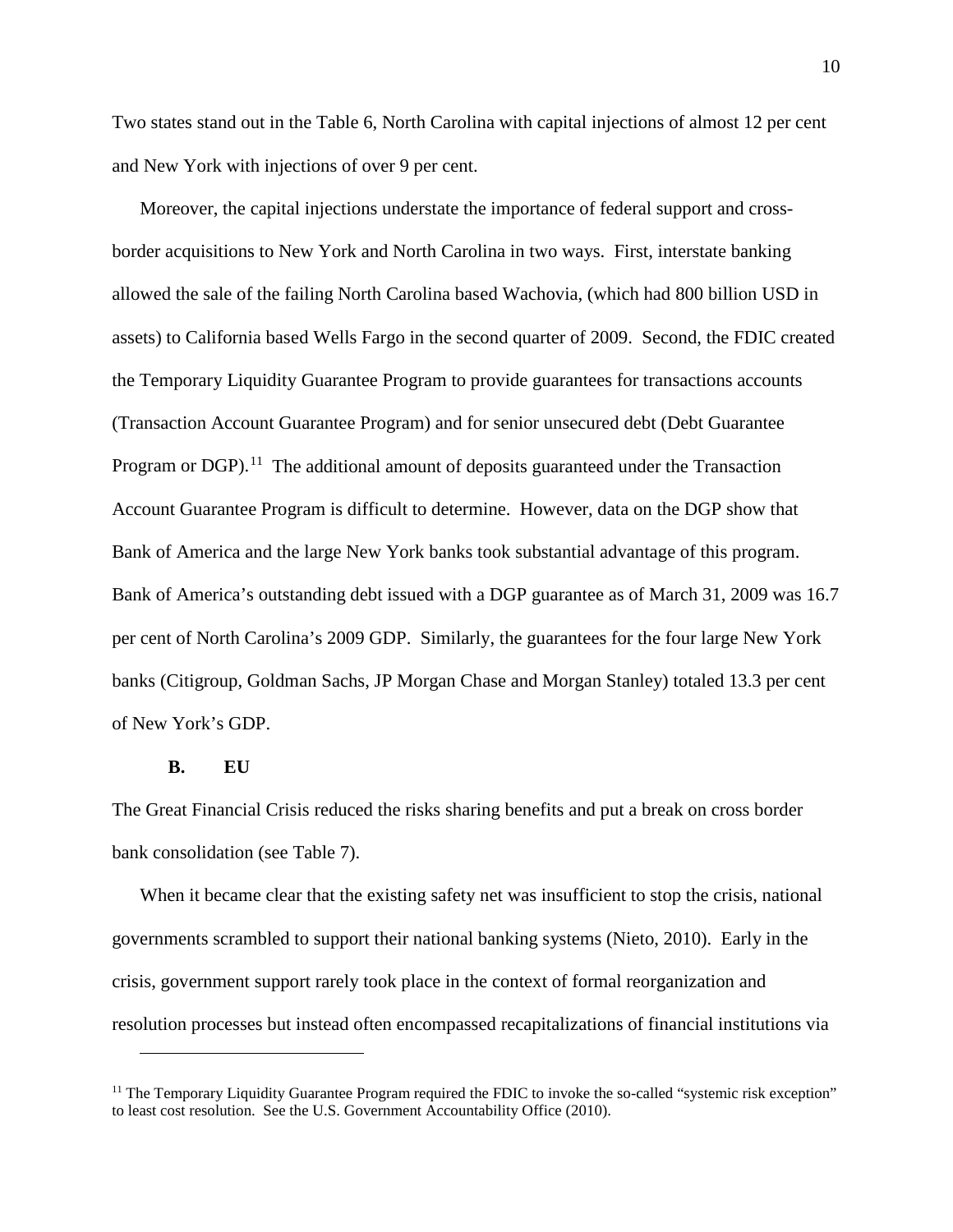Two states stand out in the Table 6, North Carolina with capital injections of almost 12 per cent and New York with injections of over 9 per cent.

Moreover, the capital injections understate the importance of federal support and cross-border acquisitions to New York and North Carolina in two ways. First, interstate banking allowed the sale of the failing North Carolina based Wachovia, (which had 800 billion USD in assets) to California based Wells Fargo in the second quarter of 2009. Second, the FDIC created the Temporary Liquidity Guarantee Program to provide guarantees for transactions accounts (Transaction Account Guarantee Program) and for senior unsecured debt (Debt Guarantee Program or DGP).[11] The additional amount of deposits guaranteed under the Transaction Account Guarantee Program is difficult to determine. However, data on the DGP show that Bank of America and the large New York banks took substantial advantage of this program. Bank of America's outstanding debt issued with a DGP guarantee as of March 31, 2009 was 16.7 per cent of North Carolina's 2009 GDP. Similarly, the guarantees for the four large New York banks (Citigroup, Goldman Sachs, JP Morgan Chase and Morgan Stanley) totaled 13.3 per cent of New York's GDP.

### B. EU

The Great Financial Crisis reduced the risks sharing benefits and put a break on cross border bank consolidation (see Table 7).

When it became clear that the existing safety net was insufficient to stop the crisis, national governments scrambled to support their national banking systems (Nieto, 2010). Early in the crisis, government support rarely took place in the context of formal reorganization and resolution processes but instead often encompassed recapitalizations of financial institutions via

[11] The Temporary Liquidity Guarantee Program required the FDIC to invoke the so-called "systemic risk exception" to least cost resolution. See the U.S. Government Accountability Office (2010).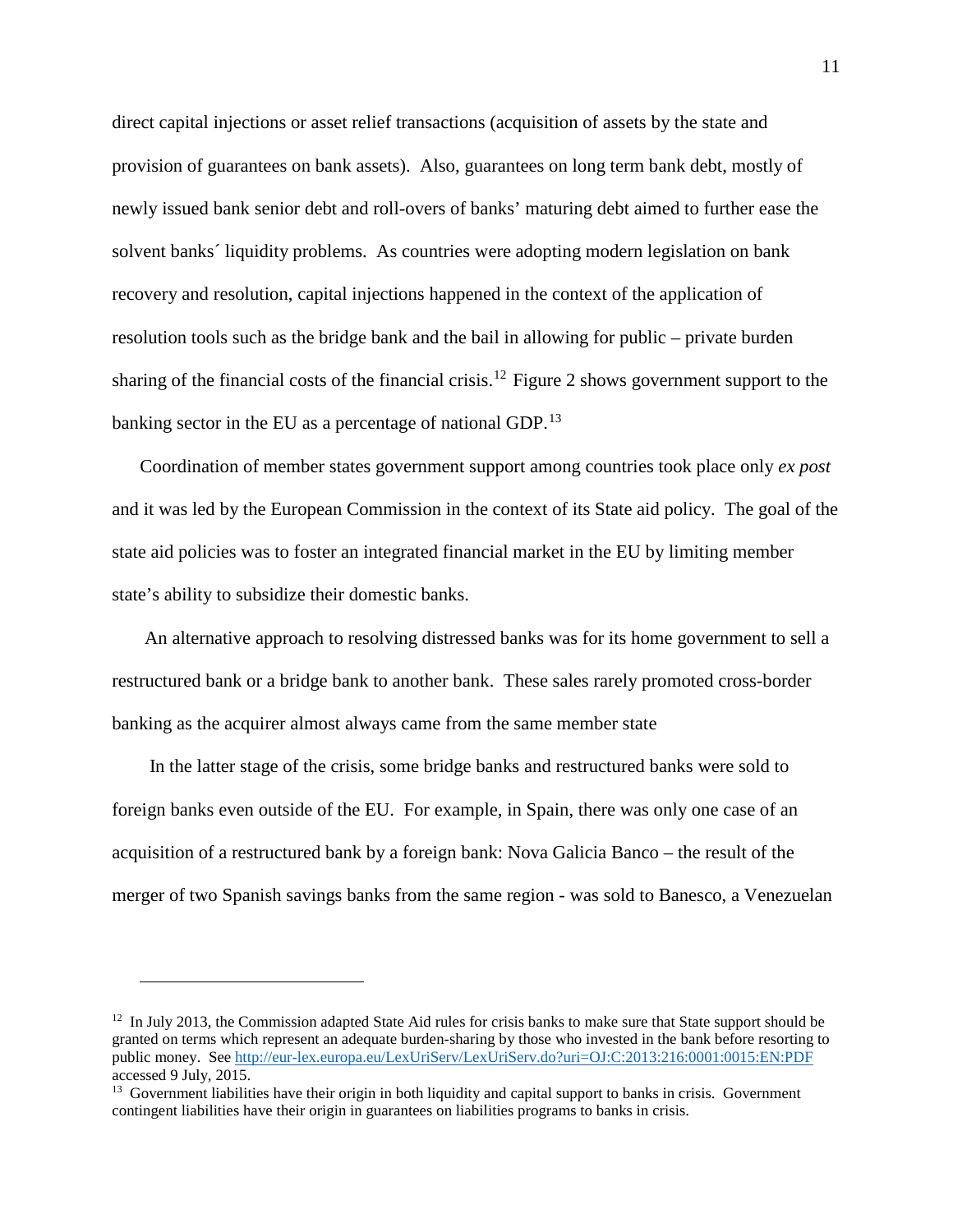direct capital injections or asset relief transactions (acquisition of assets by the state and provision of guarantees on bank assets). Also, guarantees on long term bank debt, mostly of newly issued bank senior debt and roll-overs of banks' maturing debt aimed to further ease the solvent banks´ liquidity problems. As countries were adopting modern legislation on bank recovery and resolution, capital injections happened in the context of the application of resolution tools such as the bridge bank and the bail in allowing for public – private burden sharing of the financial costs of the financial crisis.[12] Figure 2 shows government support to the banking sector in the EU as a percentage of national GDP.[13]

Coordination of member states government support among countries took place only *ex post* and it was led by the European Commission in the context of its State aid policy. The goal of the state aid policies was to foster an integrated financial market in the EU by limiting member state's ability to subsidize their domestic banks.

An alternative approach to resolving distressed banks was for its home government to sell a restructured bank or a bridge bank to another bank. These sales rarely promoted cross-border banking as the acquirer almost always came from the same member state

In the latter stage of the crisis, some bridge banks and restructured banks were sold to foreign banks even outside of the EU. For example, in Spain, there was only one case of an acquisition of a restructured bank by a foreign bank: Nova Galicia Banco – the result of the merger of two Spanish savings banks from the same region - was sold to Banesco, a Venezuelan

---

[12] In July 2013, the Commission adapted State Aid rules for crisis banks to make sure that State support should be granted on terms which represent an adequate burden-sharing by those who invested in the bank before resorting to public money. See http://eur-lex.europa.eu/LexUriServ/LexUriServ.do?uri=OJ:C:2013:216:0001:0015:EN:PDF accessed 9 July, 2015.

[13] Government liabilities have their origin in both liquidity and capital support to banks in crisis. Government contingent liabilities have their origin in guarantees on liabilities programs to banks in crisis.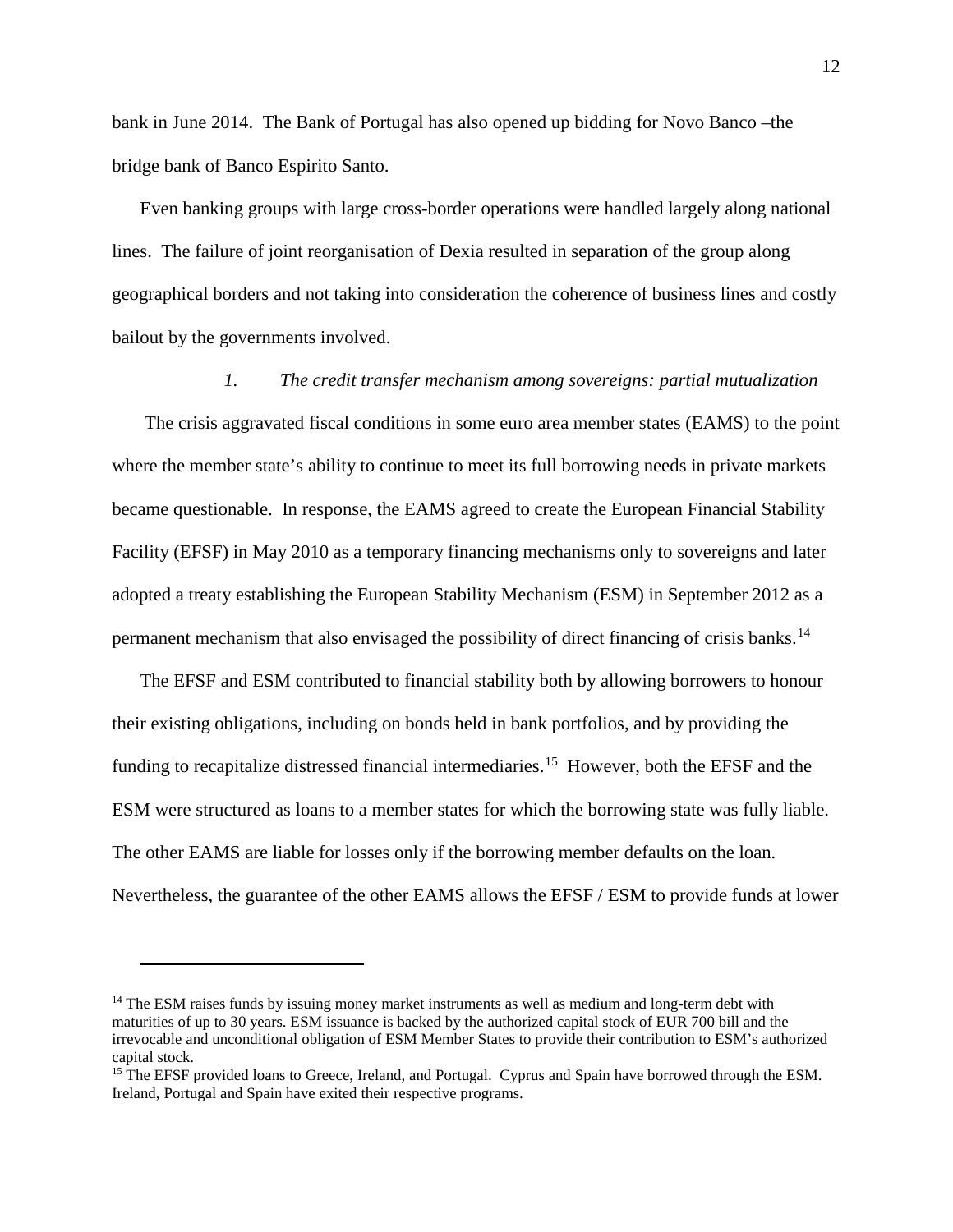bank in June 2014. The Bank of Portugal has also opened up bidding for Novo Banco –the bridge bank of Banco Espirito Santo.

Even banking groups with large cross-border operations were handled largely along national lines. The failure of joint reorganisation of Dexia resulted in separation of the group along geographical borders and not taking into consideration the coherence of business lines and costly bailout by the governments involved.

### *1. The credit transfer mechanism among sovereigns: partial mutualization*

The crisis aggravated fiscal conditions in some euro area member states (EAMS) to the point where the member state's ability to continue to meet its full borrowing needs in private markets became questionable. In response, the EAMS agreed to create the European Financial Stability Facility (EFSF) in May 2010 as a temporary financing mechanisms only to sovereigns and later adopted a treaty establishing the European Stability Mechanism (ESM) in September 2012 as a permanent mechanism that also envisaged the possibility of direct financing of crisis banks.[14]

The EFSF and ESM contributed to financial stability both by allowing borrowers to honour their existing obligations, including on bonds held in bank portfolios, and by providing the funding to recapitalize distressed financial intermediaries.[15] However, both the EFSF and the ESM were structured as loans to a member states for which the borrowing state was fully liable. The other EAMS are liable for losses only if the borrowing member defaults on the loan. Nevertheless, the guarantee of the other EAMS allows the EFSF / ESM to provide funds at lower

[14] The ESM raises funds by issuing money market instruments as well as medium and long-term debt with maturities of up to 30 years. ESM issuance is backed by the authorized capital stock of EUR 700 bill and the irrevocable and unconditional obligation of ESM Member States to provide their contribution to ESM's authorized capital stock.

[15] The EFSF provided loans to Greece, Ireland, and Portugal. Cyprus and Spain have borrowed through the ESM. Ireland, Portugal and Spain have exited their respective programs.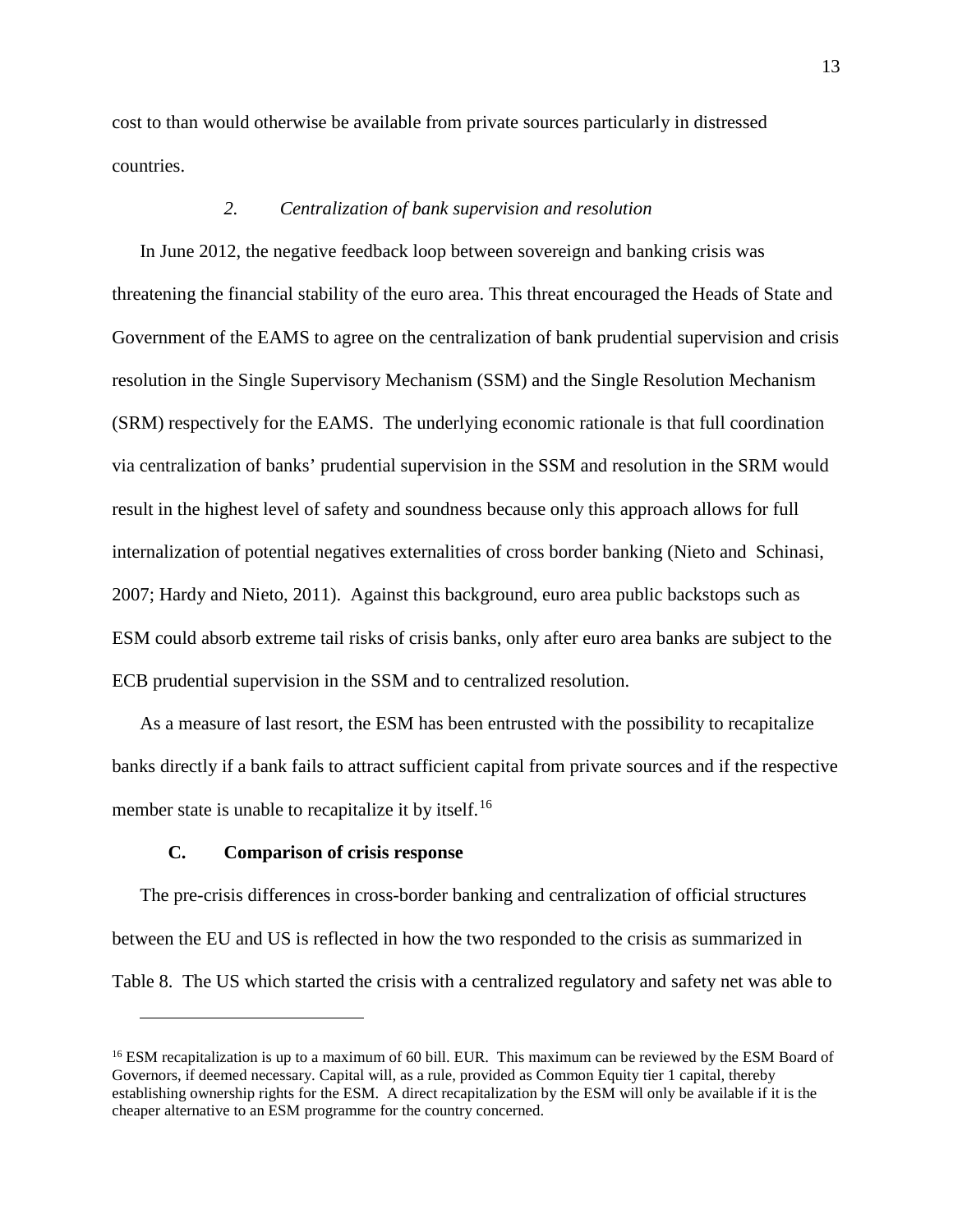cost to than would otherwise be available from private sources particularly in distressed countries.

### *2. Centralization of bank supervision and resolution*

In June 2012, the negative feedback loop between sovereign and banking crisis was threatening the financial stability of the euro area. This threat encouraged the Heads of State and Government of the EAMS to agree on the centralization of bank prudential supervision and crisis resolution in the Single Supervisory Mechanism (SSM) and the Single Resolution Mechanism (SRM) respectively for the EAMS. The underlying economic rationale is that full coordination via centralization of banks' prudential supervision in the SSM and resolution in the SRM would result in the highest level of safety and soundness because only this approach allows for full internalization of potential negatives externalities of cross border banking (Nieto and Schinasi, 2007; Hardy and Nieto, 2011). Against this background, euro area public backstops such as ESM could absorb extreme tail risks of crisis banks, only after euro area banks are subject to the ECB prudential supervision in the SSM and to centralized resolution.

As a measure of last resort, the ESM has been entrusted with the possibility to recapitalize banks directly if a bank fails to attract sufficient capital from private sources and if the respective member state is unable to recapitalize it by itself.[16]

## C. Comparison of crisis response

The pre-crisis differences in cross-border banking and centralization of official structures between the EU and US is reflected in how the two responded to the crisis as summarized in Table 8. The US which started the crisis with a centralized regulatory and safety net was able to

---

[16] ESM recapitalization is up to a maximum of 60 bill. EUR. This maximum can be reviewed by the ESM Board of Governors, if deemed necessary. Capital will, as a rule, provided as Common Equity tier 1 capital, thereby establishing ownership rights for the ESM. A direct recapitalization by the ESM will only be available if it is the cheaper alternative to an ESM programme for the country concerned.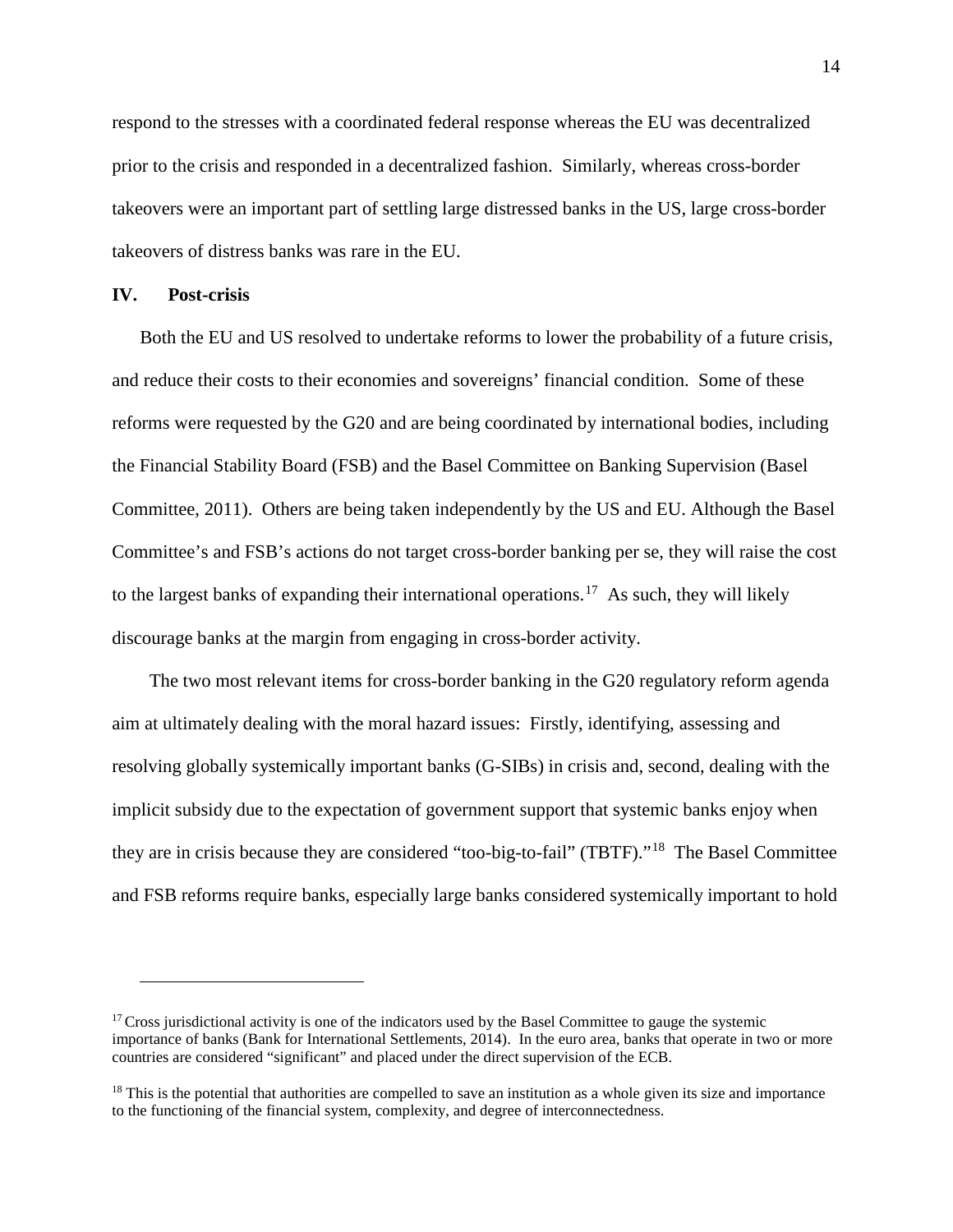respond to the stresses with a coordinated federal response whereas the EU was decentralized prior to the crisis and responded in a decentralized fashion. Similarly, whereas cross-border takeovers were an important part of settling large distressed banks in the US, large cross-border takeovers of distress banks was rare in the EU.

## IV. Post-crisis

Both the EU and US resolved to undertake reforms to lower the probability of a future crisis, and reduce their costs to their economies and sovereigns' financial condition. Some of these reforms were requested by the G20 and are being coordinated by international bodies, including the Financial Stability Board (FSB) and the Basel Committee on Banking Supervision (Basel Committee, 2011). Others are being taken independently by the US and EU. Although the Basel Committee's and FSB's actions do not target cross-border banking per se, they will raise the cost to the largest banks of expanding their international operations.[17] As such, they will likely discourage banks at the margin from engaging in cross-border activity.

The two most relevant items for cross-border banking in the G20 regulatory reform agenda aim at ultimately dealing with the moral hazard issues: Firstly, identifying, assessing and resolving globally systemically important banks (G-SIBs) in crisis and, second, dealing with the implicit subsidy due to the expectation of government support that systemic banks enjoy when they are in crisis because they are considered "too-big-to-fail" (TBTF)."[18] The Basel Committee and FSB reforms require banks, especially large banks considered systemically important to hold

---

[17] Cross jurisdictional activity is one of the indicators used by the Basel Committee to gauge the systemic importance of banks (Bank for International Settlements, 2014). In the euro area, banks that operate in two or more countries are considered "significant" and placed under the direct supervision of the ECB.

[18] This is the potential that authorities are compelled to save an institution as a whole given its size and importance to the functioning of the financial system, complexity, and degree of interconnectedness.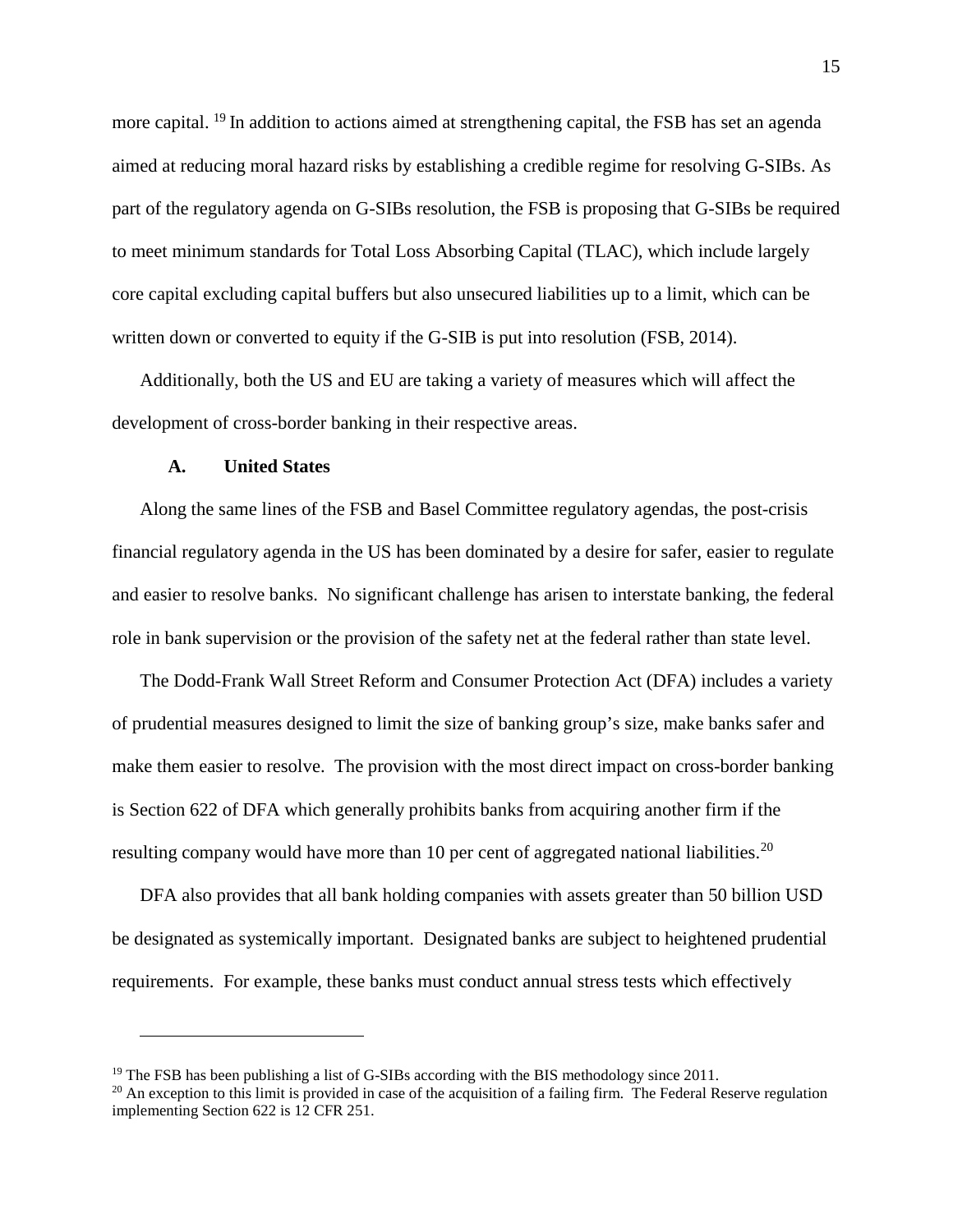more capital. [19] In addition to actions aimed at strengthening capital, the FSB has set an agenda aimed at reducing moral hazard risks by establishing a credible regime for resolving G-SIBs. As part of the regulatory agenda on G-SIBs resolution, the FSB is proposing that G-SIBs be required to meet minimum standards for Total Loss Absorbing Capital (TLAC), which include largely core capital excluding capital buffers but also unsecured liabilities up to a limit, which can be written down or converted to equity if the G-SIB is put into resolution (FSB, 2014).

Additionally, both the US and EU are taking a variety of measures which will affect the development of cross-border banking in their respective areas.

### A. United States

Along the same lines of the FSB and Basel Committee regulatory agendas, the post-crisis financial regulatory agenda in the US has been dominated by a desire for safer, easier to regulate and easier to resolve banks. No significant challenge has arisen to interstate banking, the federal role in bank supervision or the provision of the safety net at the federal rather than state level.

The Dodd-Frank Wall Street Reform and Consumer Protection Act (DFA) includes a variety of prudential measures designed to limit the size of banking group's size, make banks safer and make them easier to resolve. The provision with the most direct impact on cross-border banking is Section 622 of DFA which generally prohibits banks from acquiring another firm if the resulting company would have more than 10 per cent of aggregated national liabilities.[20]

DFA also provides that all bank holding companies with assets greater than 50 billion USD be designated as systemically important. Designated banks are subject to heightened prudential requirements. For example, these banks must conduct annual stress tests which effectively

---

[19] The FSB has been publishing a list of G-SIBs according with the BIS methodology since 2011.

[20] An exception to this limit is provided in case of the acquisition of a failing firm. The Federal Reserve regulation implementing Section 622 is 12 CFR 251.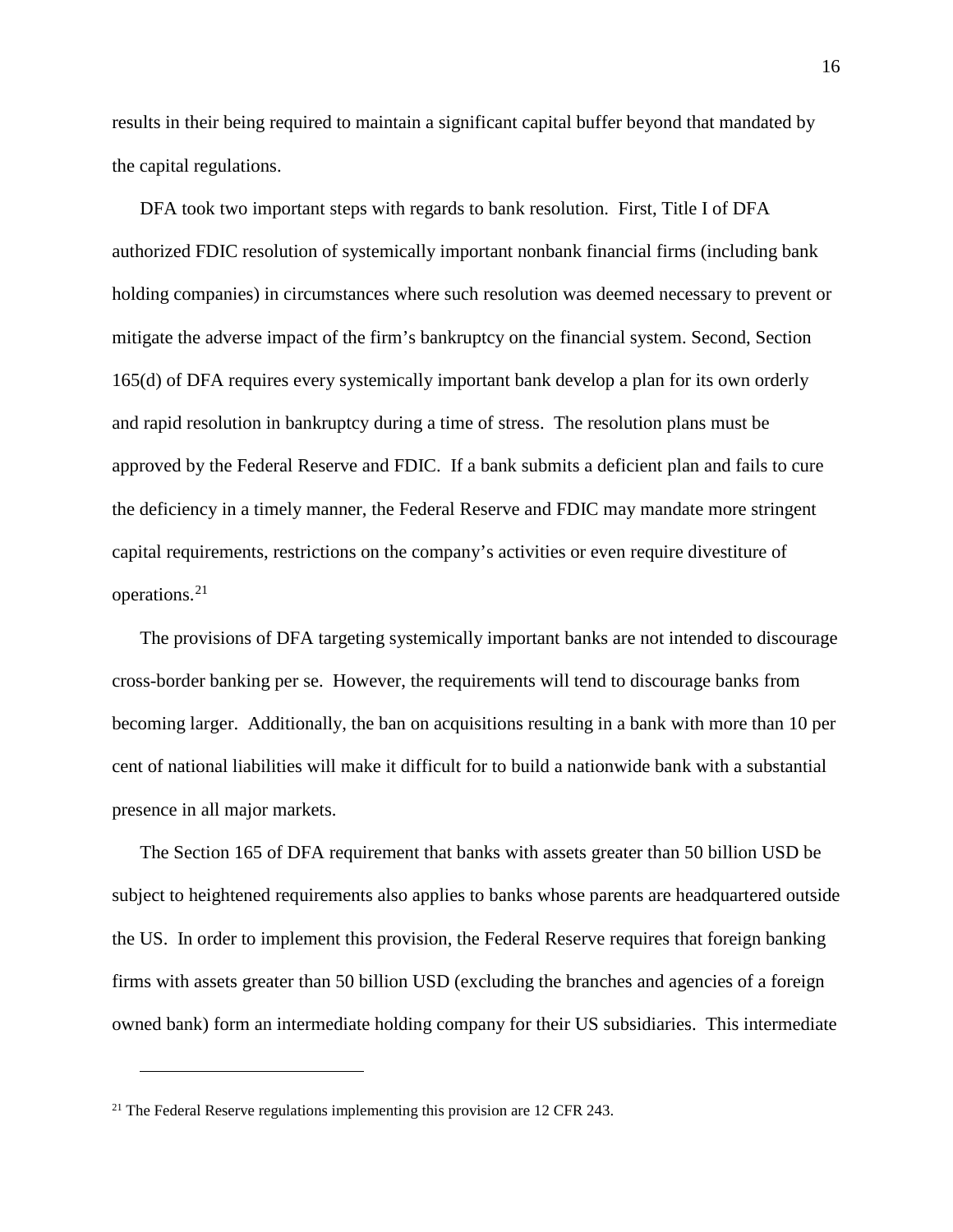results in their being required to maintain a significant capital buffer beyond that mandated by the capital regulations.

DFA took two important steps with regards to bank resolution. First, Title I of DFA authorized FDIC resolution of systemically important nonbank financial firms (including bank holding companies) in circumstances where such resolution was deemed necessary to prevent or mitigate the adverse impact of the firm's bankruptcy on the financial system. Second, Section 165(d) of DFA requires every systemically important bank develop a plan for its own orderly and rapid resolution in bankruptcy during a time of stress. The resolution plans must be approved by the Federal Reserve and FDIC. If a bank submits a deficient plan and fails to cure the deficiency in a timely manner, the Federal Reserve and FDIC may mandate more stringent capital requirements, restrictions on the company's activities or even require divestiture of operations.[21]

The provisions of DFA targeting systemically important banks are not intended to discourage cross-border banking per se. However, the requirements will tend to discourage banks from becoming larger. Additionally, the ban on acquisitions resulting in a bank with more than 10 per cent of national liabilities will make it difficult for to build a nationwide bank with a substantial presence in all major markets.

The Section 165 of DFA requirement that banks with assets greater than 50 billion USD be subject to heightened requirements also applies to banks whose parents are headquartered outside the US. In order to implement this provision, the Federal Reserve requires that foreign banking firms with assets greater than 50 billion USD (excluding the branches and agencies of a foreign owned bank) form an intermediate holding company for their US subsidiaries. This intermediate

---

[21] The Federal Reserve regulations implementing this provision are 12 CFR 243.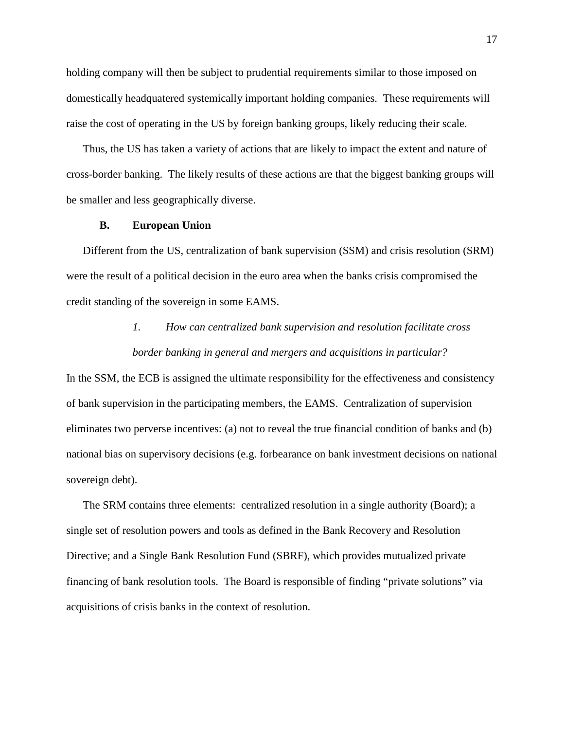holding company will then be subject to prudential requirements similar to those imposed on domestically headquatered systemically important holding companies. These requirements will raise the cost of operating in the US by foreign banking groups, likely reducing their scale.

Thus, the US has taken a variety of actions that are likely to impact the extent and nature of cross-border banking. The likely results of these actions are that the biggest banking groups will be smaller and less geographically diverse.

### B. European Union

Different from the US, centralization of bank supervision (SSM) and crisis resolution (SRM) were the result of a political decision in the euro area when the banks crisis compromised the credit standing of the sovereign in some EAMS.

#### *1. How can centralized bank supervision and resolution facilitate cross border banking in general and mergers and acquisitions in particular?*

In the SSM, the ECB is assigned the ultimate responsibility for the effectiveness and consistency of bank supervision in the participating members, the EAMS. Centralization of supervision eliminates two perverse incentives: (a) not to reveal the true financial condition of banks and (b) national bias on supervisory decisions (e.g. forbearance on bank investment decisions on national sovereign debt).

The SRM contains three elements: centralized resolution in a single authority (Board); a single set of resolution powers and tools as defined in the Bank Recovery and Resolution Directive; and a Single Bank Resolution Fund (SBRF), which provides mutualized private financing of bank resolution tools. The Board is responsible of finding "private solutions" via acquisitions of crisis banks in the context of resolution.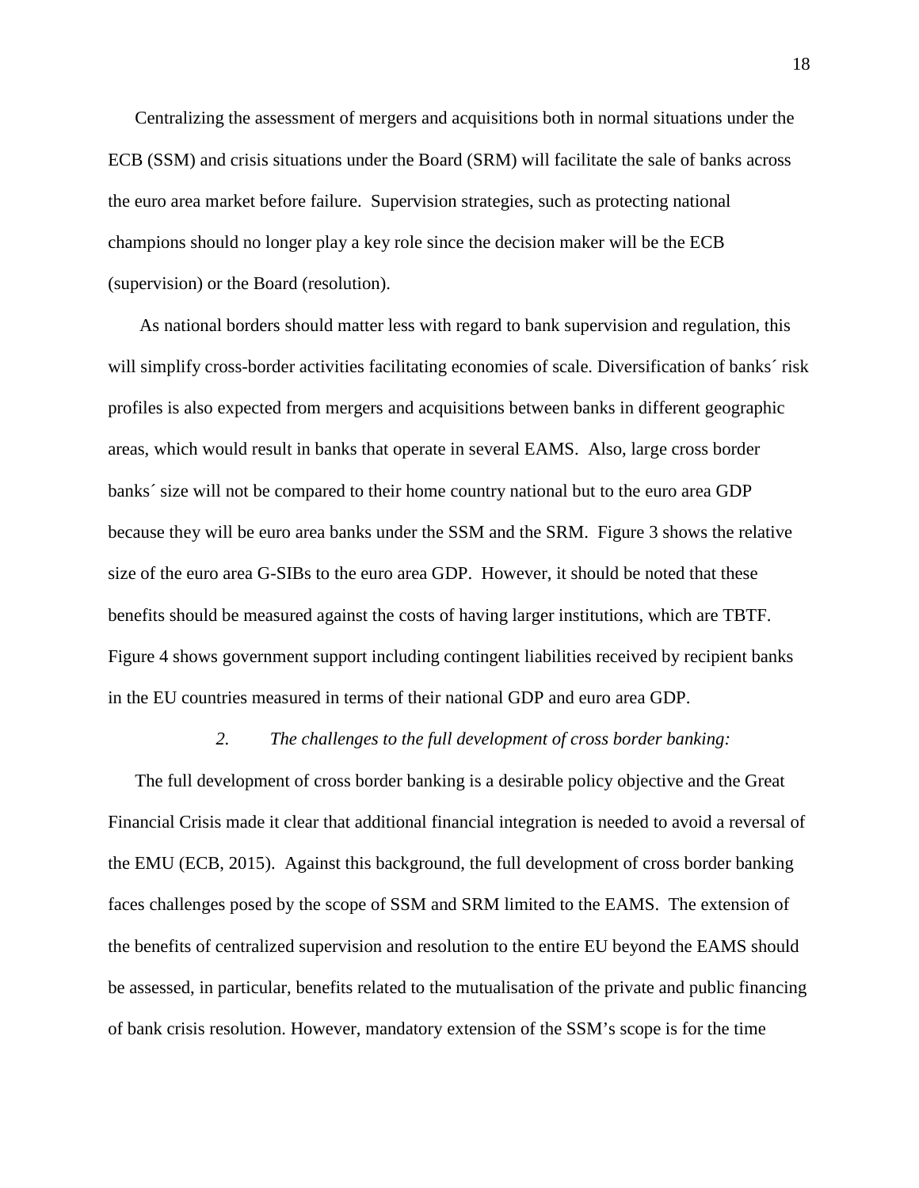Centralizing the assessment of mergers and acquisitions both in normal situations under the ECB (SSM) and crisis situations under the Board (SRM) will facilitate the sale of banks across the euro area market before failure. Supervision strategies, such as protecting national champions should no longer play a key role since the decision maker will be the ECB (supervision) or the Board (resolution).

As national borders should matter less with regard to bank supervision and regulation, this will simplify cross-border activities facilitating economies of scale. Diversification of banks´ risk profiles is also expected from mergers and acquisitions between banks in different geographic areas, which would result in banks that operate in several EAMS. Also, large cross border banks´ size will not be compared to their home country national but to the euro area GDP because they will be euro area banks under the SSM and the SRM. Figure 3 shows the relative size of the euro area G-SIBs to the euro area GDP. However, it should be noted that these benefits should be measured against the costs of having larger institutions, which are TBTF. Figure 4 shows government support including contingent liabilities received by recipient banks in the EU countries measured in terms of their national GDP and euro area GDP.

### *2. The challenges to the full development of cross border banking:*

The full development of cross border banking is a desirable policy objective and the Great Financial Crisis made it clear that additional financial integration is needed to avoid a reversal of the EMU (ECB, 2015). Against this background, the full development of cross border banking faces challenges posed by the scope of SSM and SRM limited to the EAMS. The extension of the benefits of centralized supervision and resolution to the entire EU beyond the EAMS should be assessed, in particular, benefits related to the mutualisation of the private and public financing of bank crisis resolution. However, mandatory extension of the SSM's scope is for the time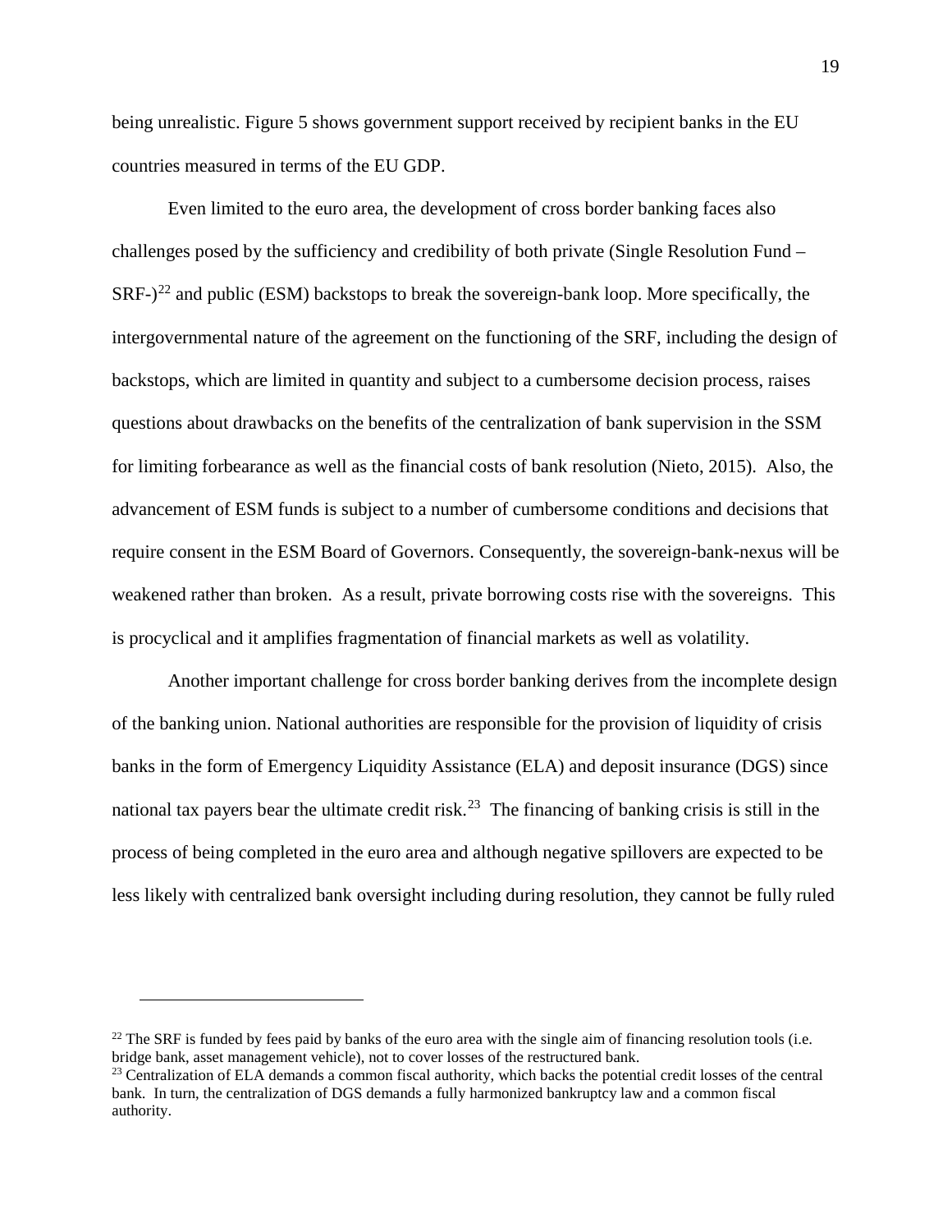being unrealistic. Figure 5 shows government support received by recipient banks in the EU countries measured in terms of the EU GDP.

Even limited to the euro area, the development of cross border banking faces also challenges posed by the sufficiency and credibility of both private (Single Resolution Fund – SRF-)[22] and public (ESM) backstops to break the sovereign-bank loop. More specifically, the intergovernmental nature of the agreement on the functioning of the SRF, including the design of backstops, which are limited in quantity and subject to a cumbersome decision process, raises questions about drawbacks on the benefits of the centralization of bank supervision in the SSM for limiting forbearance as well as the financial costs of bank resolution (Nieto, 2015). Also, the advancement of ESM funds is subject to a number of cumbersome conditions and decisions that require consent in the ESM Board of Governors. Consequently, the sovereign-bank-nexus will be weakened rather than broken. As a result, private borrowing costs rise with the sovereigns. This is procyclical and it amplifies fragmentation of financial markets as well as volatility.

Another important challenge for cross border banking derives from the incomplete design of the banking union. National authorities are responsible for the provision of liquidity of crisis banks in the form of Emergency Liquidity Assistance (ELA) and deposit insurance (DGS) since national tax payers bear the ultimate credit risk.[23] The financing of banking crisis is still in the process of being completed in the euro area and although negative spillovers are expected to be less likely with centralized bank oversight including during resolution, they cannot be fully ruled

---

[22] The SRF is funded by fees paid by banks of the euro area with the single aim of financing resolution tools (i.e. bridge bank, asset management vehicle), not to cover losses of the restructured bank.

[23] Centralization of ELA demands a common fiscal authority, which backs the potential credit losses of the central bank. In turn, the centralization of DGS demands a fully harmonized bankruptcy law and a common fiscal authority.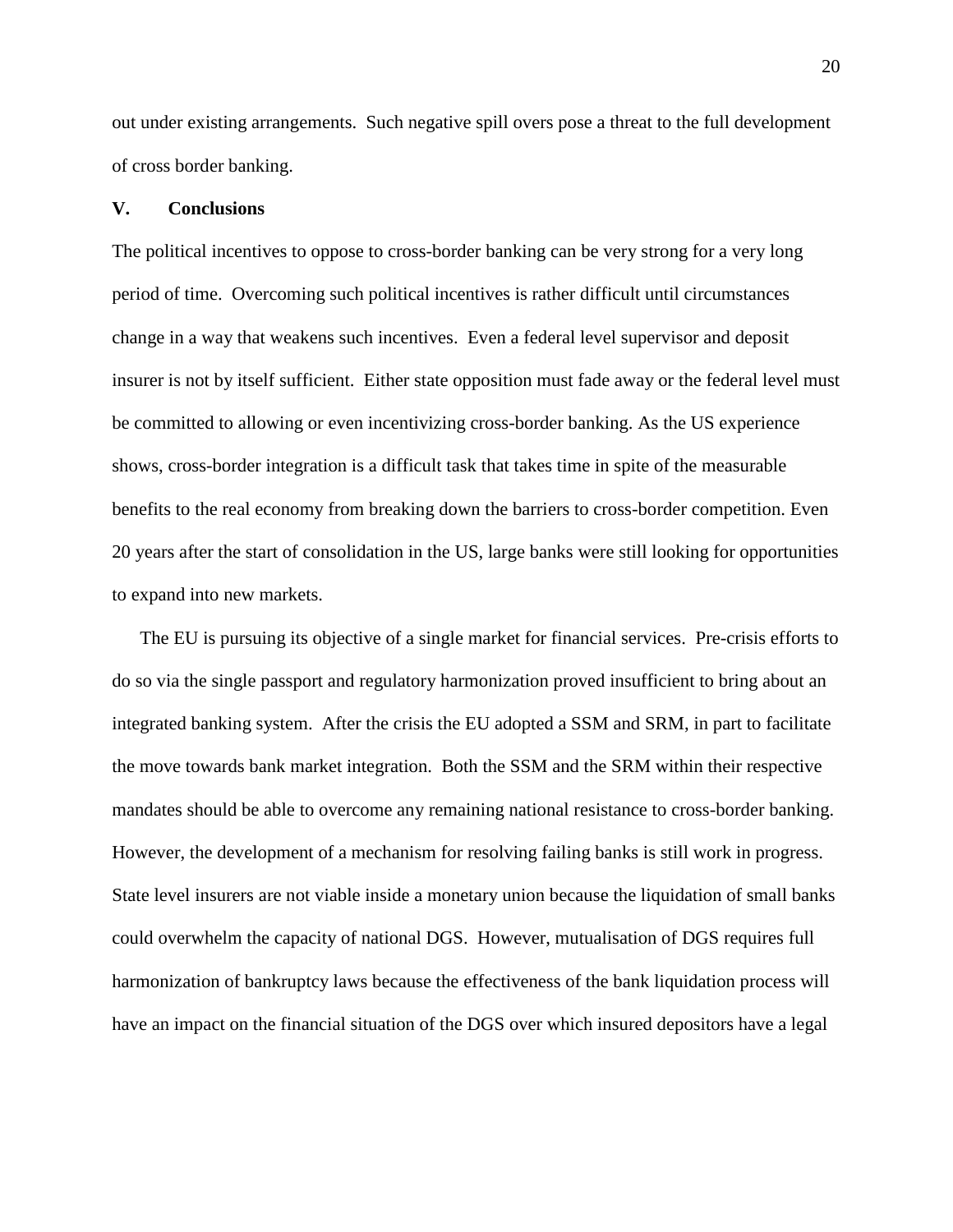out under existing arrangements. Such negative spill overs pose a threat to the full development of cross border banking.

## V. Conclusions

The political incentives to oppose to cross-border banking can be very strong for a very long period of time. Overcoming such political incentives is rather difficult until circumstances change in a way that weakens such incentives. Even a federal level supervisor and deposit insurer is not by itself sufficient. Either state opposition must fade away or the federal level must be committed to allowing or even incentivizing cross-border banking. As the US experience shows, cross-border integration is a difficult task that takes time in spite of the measurable benefits to the real economy from breaking down the barriers to cross-border competition. Even 20 years after the start of consolidation in the US, large banks were still looking for opportunities to expand into new markets.

The EU is pursuing its objective of a single market for financial services. Pre-crisis efforts to do so via the single passport and regulatory harmonization proved insufficient to bring about an integrated banking system. After the crisis the EU adopted a SSM and SRM, in part to facilitate the move towards bank market integration. Both the SSM and the SRM within their respective mandates should be able to overcome any remaining national resistance to cross-border banking. However, the development of a mechanism for resolving failing banks is still work in progress. State level insurers are not viable inside a monetary union because the liquidation of small banks could overwhelm the capacity of national DGS. However, mutualisation of DGS requires full harmonization of bankruptcy laws because the effectiveness of the bank liquidation process will have an impact on the financial situation of the DGS over which insured depositors have a legal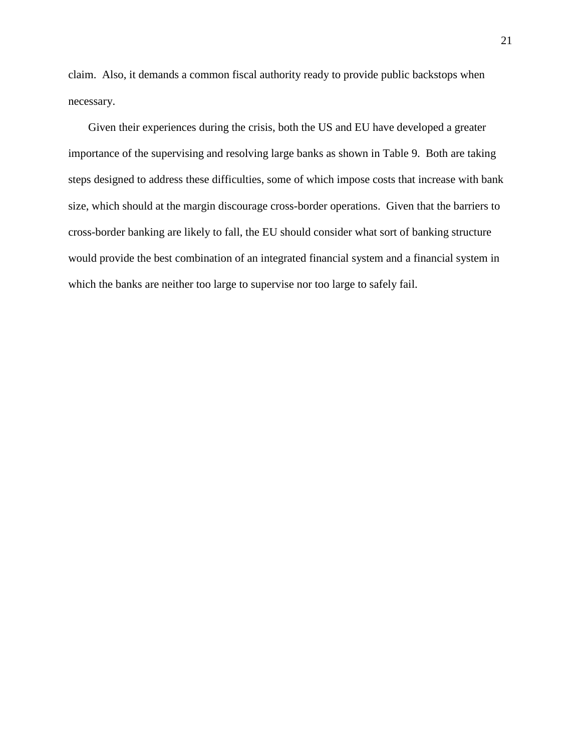claim. Also, it demands a common fiscal authority ready to provide public backstops when necessary.

Given their experiences during the crisis, both the US and EU have developed a greater importance of the supervising and resolving large banks as shown in Table 9. Both are taking steps designed to address these difficulties, some of which impose costs that increase with bank size, which should at the margin discourage cross-border operations. Given that the barriers to cross-border banking are likely to fall, the EU should consider what sort of banking structure would provide the best combination of an integrated financial system and a financial system in which the banks are neither too large to supervise nor too large to safely fail.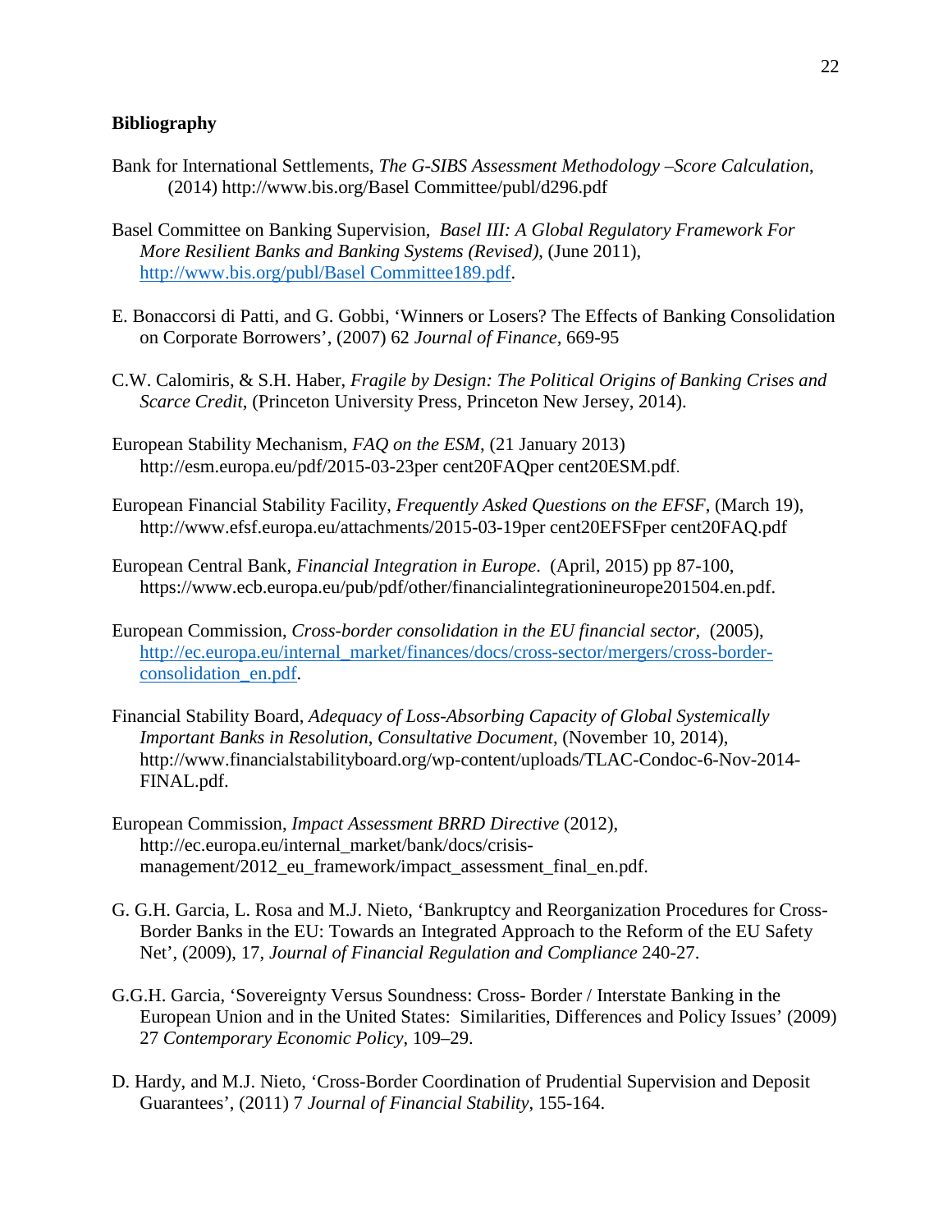## Bibliography

Bank for International Settlements, *The G-SIBS Assessment Methodology –Score Calculation*, (2014) http://www.bis.org/Basel Committee/publ/d296.pdf

Basel Committee on Banking Supervision, *Basel III: A Global Regulatory Framework For More Resilient Banks and Banking Systems (Revised)*, (June 2011), http://www.bis.org/publ/Basel Committee189.pdf.

E. Bonaccorsi di Patti, and G. Gobbi, 'Winners or Losers? The Effects of Banking Consolidation on Corporate Borrowers', (2007) 62 *Journal of Finance*, 669-95

C.W. Calomiris, & S.H. Haber, *Fragile by Design: The Political Origins of Banking Crises and Scarce Credit*, (Princeton University Press, Princeton New Jersey, 2014).

European Stability Mechanism, *FAQ on the ESM*, (21 January 2013) http://esm.europa.eu/pdf/2015-03-23per cent20FAQper cent20ESM.pdf.

European Financial Stability Facility, *Frequently Asked Questions on the EFSF*, (March 19), http://www.efsf.europa.eu/attachments/2015-03-19per cent20EFSFper cent20FAQ.pdf

European Central Bank, *Financial Integration in Europe*. (April, 2015) pp 87-100, https://www.ecb.europa.eu/pub/pdf/other/financialintegrationineurope201504.en.pdf.

European Commission, *Cross-border consolidation in the EU financial sector*, (2005), http://ec.europa.eu/internal_market/finances/docs/cross-sector/mergers/cross-border-consolidation_en.pdf.

Financial Stability Board, *Adequacy of Loss-Absorbing Capacity of Global Systemically Important Banks in Resolution*, *Consultative Document*, (November 10, 2014), http://www.financialstabilityboard.org/wp-content/uploads/TLAC-Condoc-6-Nov-2014-FINAL.pdf.

European Commission, *Impact Assessment BRRD Directive* (2012), http://ec.europa.eu/internal_market/bank/docs/crisis-management/2012_eu_framework/impact_assessment_final_en.pdf.

G. G.H. Garcia, L. Rosa and M.J. Nieto, 'Bankruptcy and Reorganization Procedures for Cross-Border Banks in the EU: Towards an Integrated Approach to the Reform of the EU Safety Net', (2009), 17, *Journal of Financial Regulation and Compliance* 240-27.

G.G.H. Garcia, 'Sovereignty Versus Soundness: Cross- Border / Interstate Banking in the European Union and in the United States: Similarities, Differences and Policy Issues' (2009) 27 *Contemporary Economic Policy*, 109–29.

D. Hardy, and M.J. Nieto, 'Cross-Border Coordination of Prudential Supervision and Deposit Guarantees', (2011) 7 *Journal of Financial Stability*, 155-164.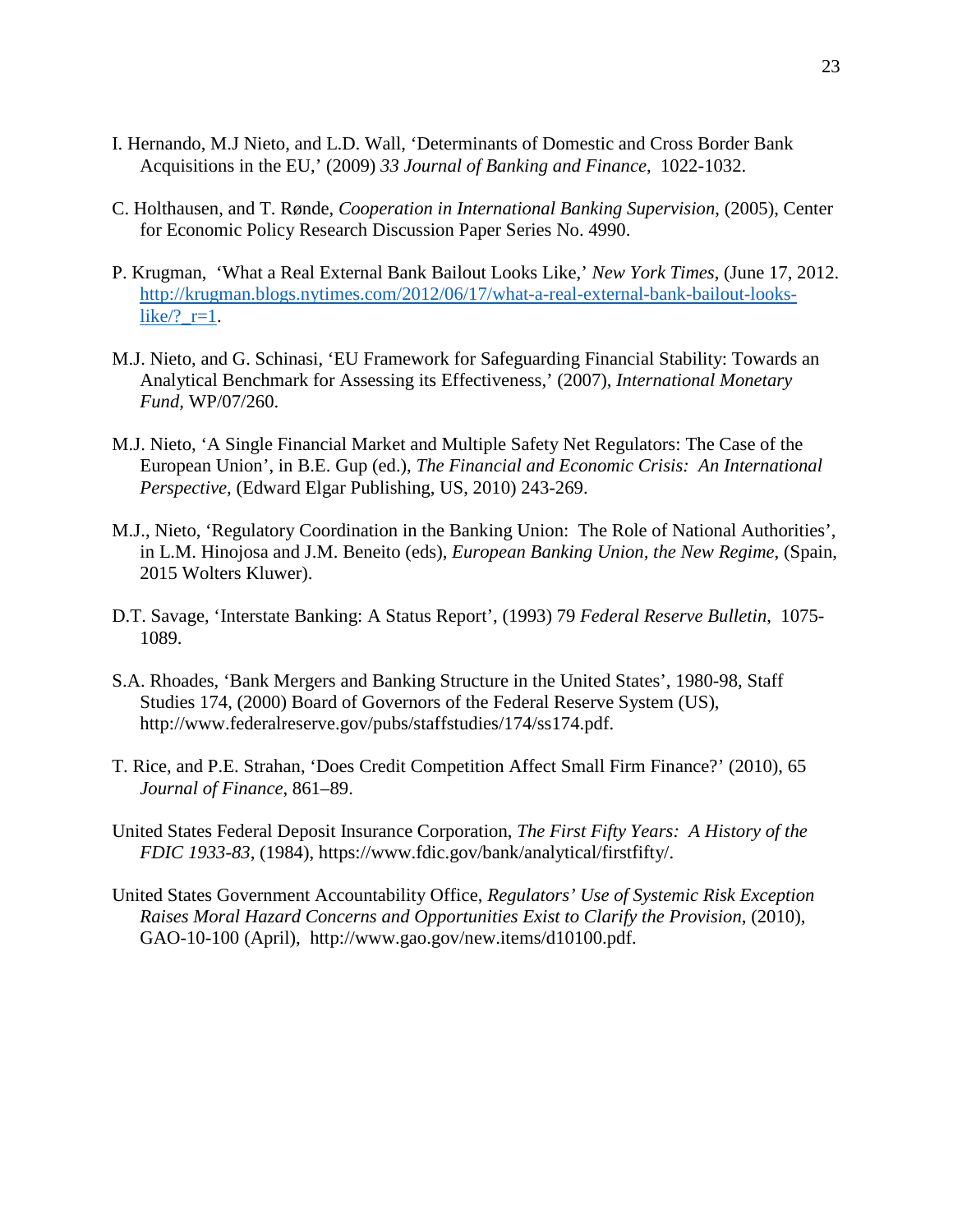I. Hernando, M.J Nieto, and L.D. Wall, 'Determinants of Domestic and Cross Border Bank Acquisitions in the EU,' (2009) *33 Journal of Banking and Finance*, 1022-1032.

C. Holthausen, and T. Rønde, *Cooperation in International Banking Supervision*, (2005), Center for Economic Policy Research Discussion Paper Series No. 4990.

P. Krugman, 'What a Real External Bank Bailout Looks Like,' *New York Times*, (June 17, 2012. http://krugman.blogs.nytimes.com/2012/06/17/what-a-real-external-bank-bailout-looks-like/?_r=1.

M.J. Nieto, and G. Schinasi, 'EU Framework for Safeguarding Financial Stability: Towards an Analytical Benchmark for Assessing its Effectiveness,' (2007), *International Monetary Fund*, WP/07/260.

M.J. Nieto, 'A Single Financial Market and Multiple Safety Net Regulators: The Case of the European Union', in B.E. Gup (ed.), *The Financial and Economic Crisis: An International Perspective*, (Edward Elgar Publishing, US, 2010) 243-269.

M.J., Nieto, 'Regulatory Coordination in the Banking Union: The Role of National Authorities', in L.M. Hinojosa and J.M. Beneito (eds), *European Banking Union, the New Regime*, (Spain, 2015 Wolters Kluwer).

D.T. Savage, 'Interstate Banking: A Status Report', (1993) 79 *Federal Reserve Bulletin*, 1075-1089.

S.A. Rhoades, 'Bank Mergers and Banking Structure in the United States', 1980-98, Staff Studies 174, (2000) Board of Governors of the Federal Reserve System (US), http://www.federalreserve.gov/pubs/staffstudies/174/ss174.pdf.

T. Rice, and P.E. Strahan, 'Does Credit Competition Affect Small Firm Finance?' (2010), 65 *Journal of Finance*, 861–89.

United States Federal Deposit Insurance Corporation, *The First Fifty Years: A History of the FDIC 1933-83*, (1984), https://www.fdic.gov/bank/analytical/firstfifty/.

United States Government Accountability Office, *Regulators' Use of Systemic Risk Exception Raises Moral Hazard Concerns and Opportunities Exist to Clarify the Provision*, (2010), GAO-10-100 (April), http://www.gao.gov/new.items/d10100.pdf.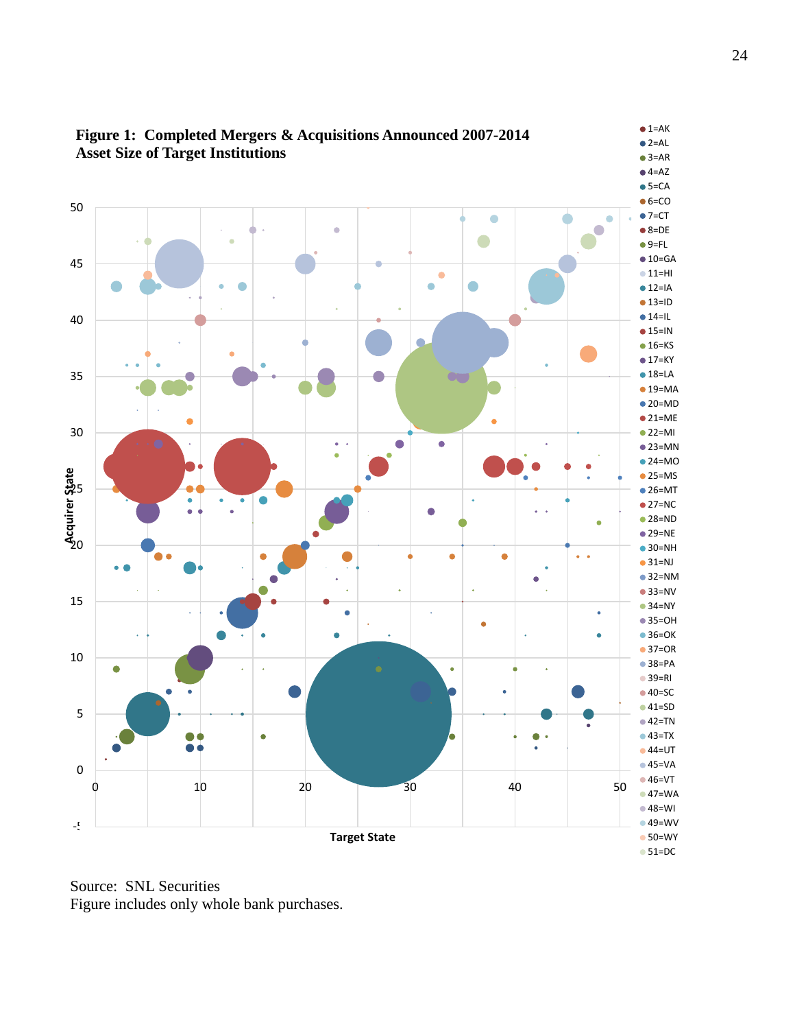**Figure 1: Completed Mergers & Acquisitions Announced 2007-2014**
**Asset Size of Target Institutions**

Source: SNL Securities
Figure includes only whole bank purchases.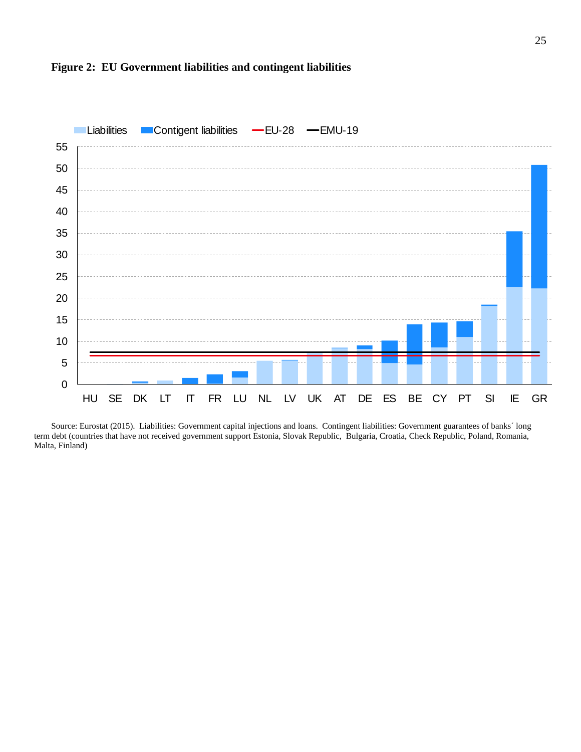**Figure 2: EU Government liabilities and contingent liabilities**

Source: Eurostat (2015). Liabilities: Government capital injections and loans. Contingent liabilities: Government guarantees of banks´ long term debt (countries that have not received government support Estonia, Slovak Republic, Bulgaria, Croatia, Check Republic, Poland, Romania, Malta, Finland)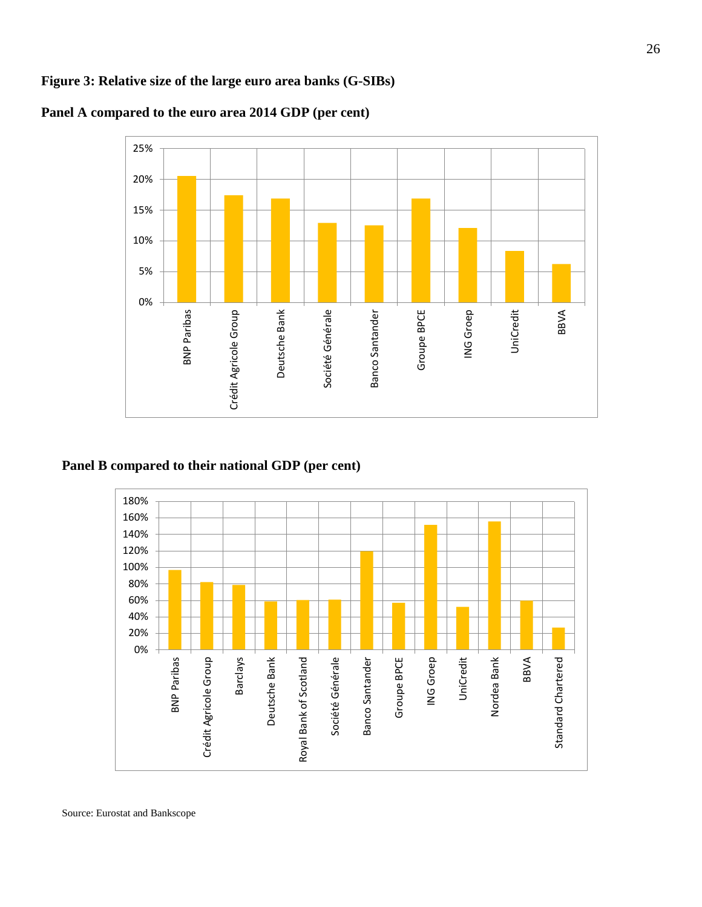**Figure 3: Relative size of the large euro area banks (G-SIBs)**

**Panel A compared to the euro area 2014 GDP (per cent)**

**Panel B compared to their national GDP (per cent)**

Source: Eurostat and Bankscope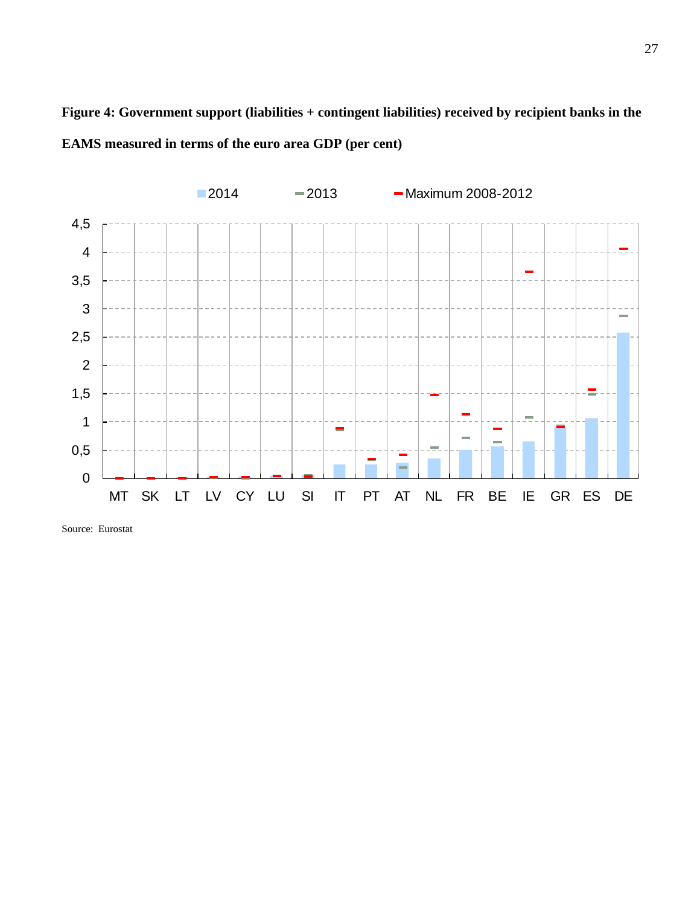**Figure 4: Government support (liabilities + contingent liabilities) received by recipient banks in the EAMS measured in terms of the euro area GDP (per cent)**

Source: Eurostat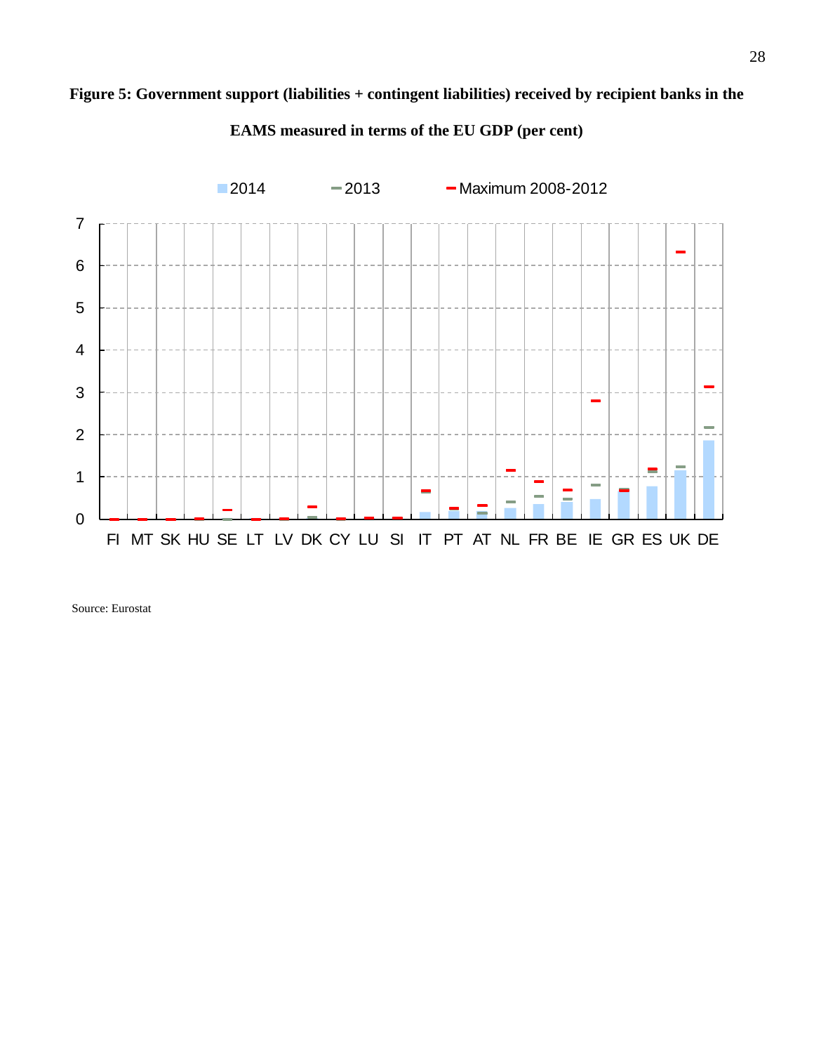**Figure 5: Government support (liabilities + contingent liabilities) received by recipient banks in the EAMS measured in terms of the EU GDP (per cent)**

Source: Eurostat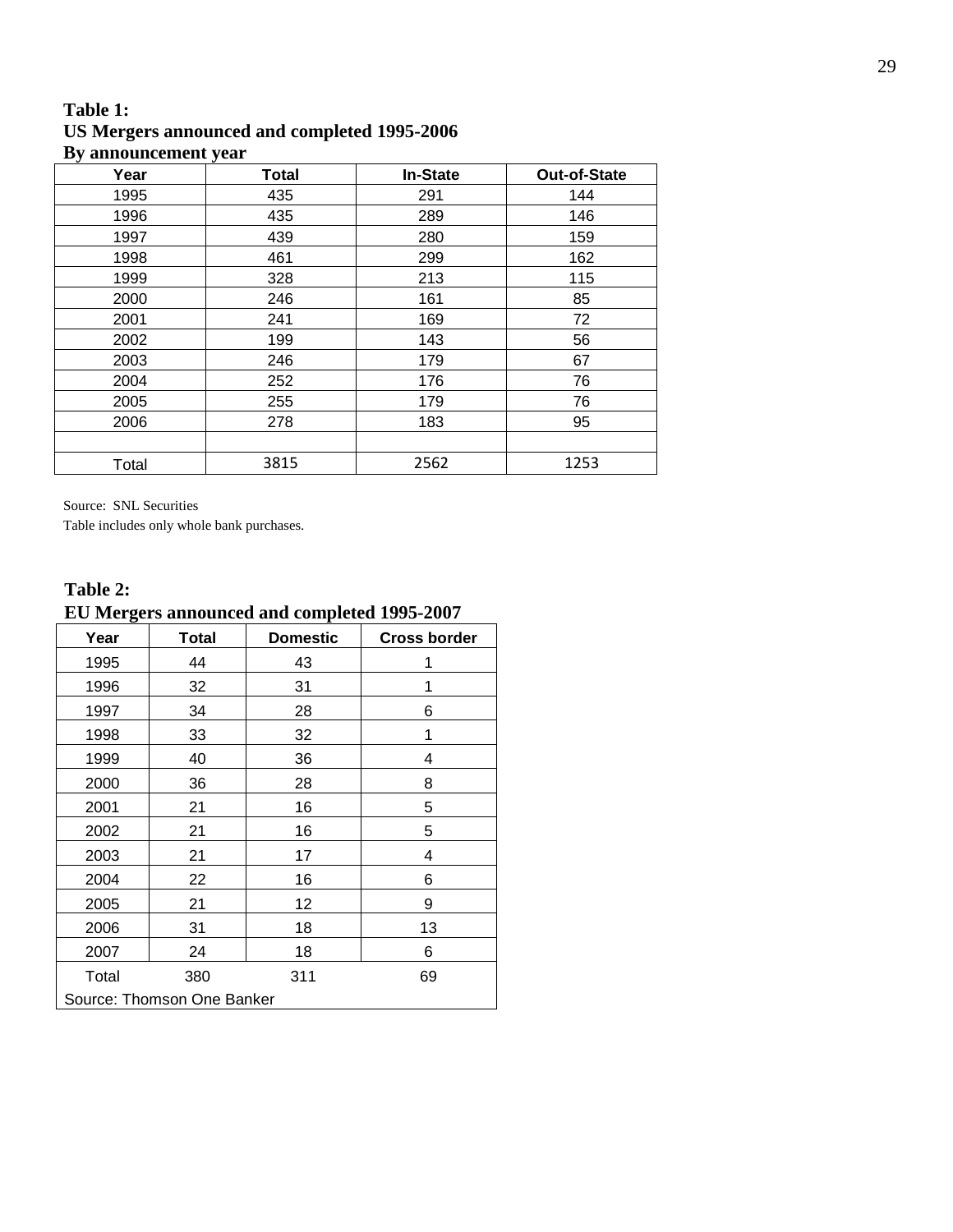**Table 1:**
**US Mergers announced and completed 1995-2006**
**By announcement year**

| Year | Total | In-State | Out-of-State |
|---|---|---|---|
| 1995 | 435 | 291 | 144 |
| 1996 | 435 | 289 | 146 |
| 1997 | 439 | 280 | 159 |
| 1998 | 461 | 299 | 162 |
| 1999 | 328 | 213 | 115 |
| 2000 | 246 | 161 | 85 |
| 2001 | 241 | 169 | 72 |
| 2002 | 199 | 143 | 56 |
| 2003 | 246 | 179 | 67 |
| 2004 | 252 | 176 | 76 |
| 2005 | 255 | 179 | 76 |
| 2006 | 278 | 183 | 95 |
| | | | |
| Total | 3815 | 2562 | 1253 |

Source: SNL Securities
Table includes only whole bank purchases.

**Table 2:**
**EU Mergers announced and completed 1995-2007**

| Year | Total | Domestic | Cross border |
|---|---|---|---|
| 1995 | 44 | 43 | 1 |
| 1996 | 32 | 31 | 1 |
| 1997 | 34 | 28 | 6 |
| 1998 | 33 | 32 | 1 |
| 1999 | 40 | 36 | 4 |
| 2000 | 36 | 28 | 8 |
| 2001 | 21 | 16 | 5 |
| 2002 | 21 | 16 | 5 |
| 2003 | 21 | 17 | 4 |
| 2004 | 22 | 16 | 6 |
| 2005 | 21 | 12 | 9 |
| 2006 | 31 | 18 | 13 |
| 2007 | 24 | 18 | 6 |
| Total | 380 | 311 | 69 |

Source: Thomson One Banker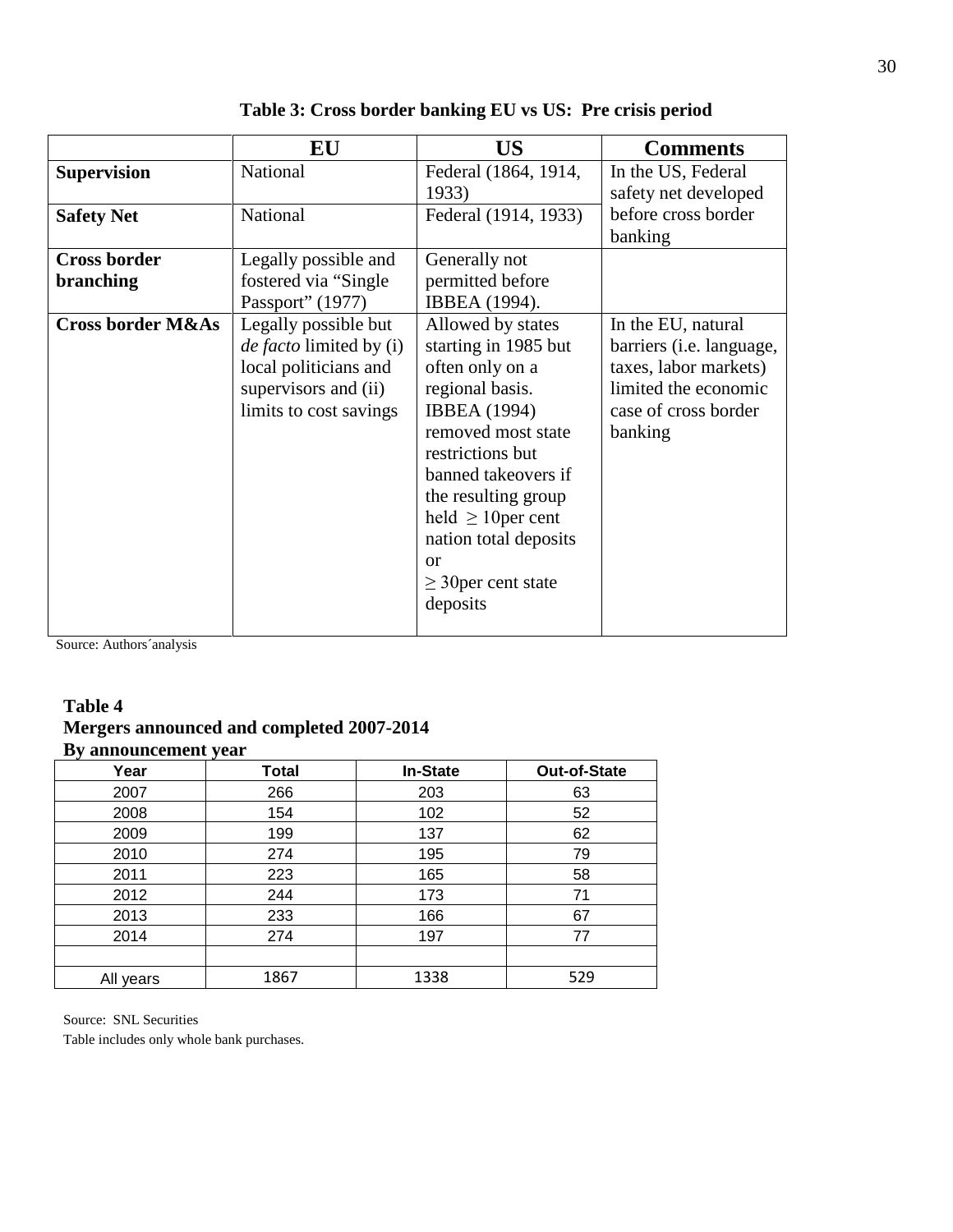**Table 3: Cross border banking EU vs US: Pre crisis period**

| | EU | US | Comments |
|---|---|---|---|
| **Supervision** | National | Federal (1864, 1914, 1933) | In the US, Federal safety net developed before cross border banking |
| **Safety Net** | National | Federal (1914, 1933) | |
| **Cross border branching** | Legally possible and fostered via "Single Passport" (1977) | Generally not permitted before IBBEA (1994). | |
| **Cross border M&As** | Legally possible but *de facto* limited by (i) local politicians and supervisors and (ii) limits to cost savings | Allowed by states starting in 1985 but often only on a regional basis. IBBEA (1994) removed most state restrictions but banned takeovers if the resulting group held $\geq$ 10per cent nation total deposits or $\geq$ 30per cent state deposits | In the EU, natural barriers (i.e. language, taxes, labor markets) limited the economic case of cross border banking |

Source: Authors´analysis

**Table 4**
**Mergers announced and completed 2007-2014**
**By announcement year**

| Year | Total | In-State | Out-of-State |
|---|---|---|---|
| 2007 | 266 | 203 | 63 |
| 2008 | 154 | 102 | 52 |
| 2009 | 199 | 137 | 62 |
| 2010 | 274 | 195 | 79 |
| 2011 | 223 | 165 | 58 |
| 2012 | 244 | 173 | 71 |
| 2013 | 233 | 166 | 67 |
| 2014 | 274 | 197 | 77 |
| | | | |
| All years | 1867 | 1338 | 529 |

Source: SNL Securities

Table includes only whole bank purchases.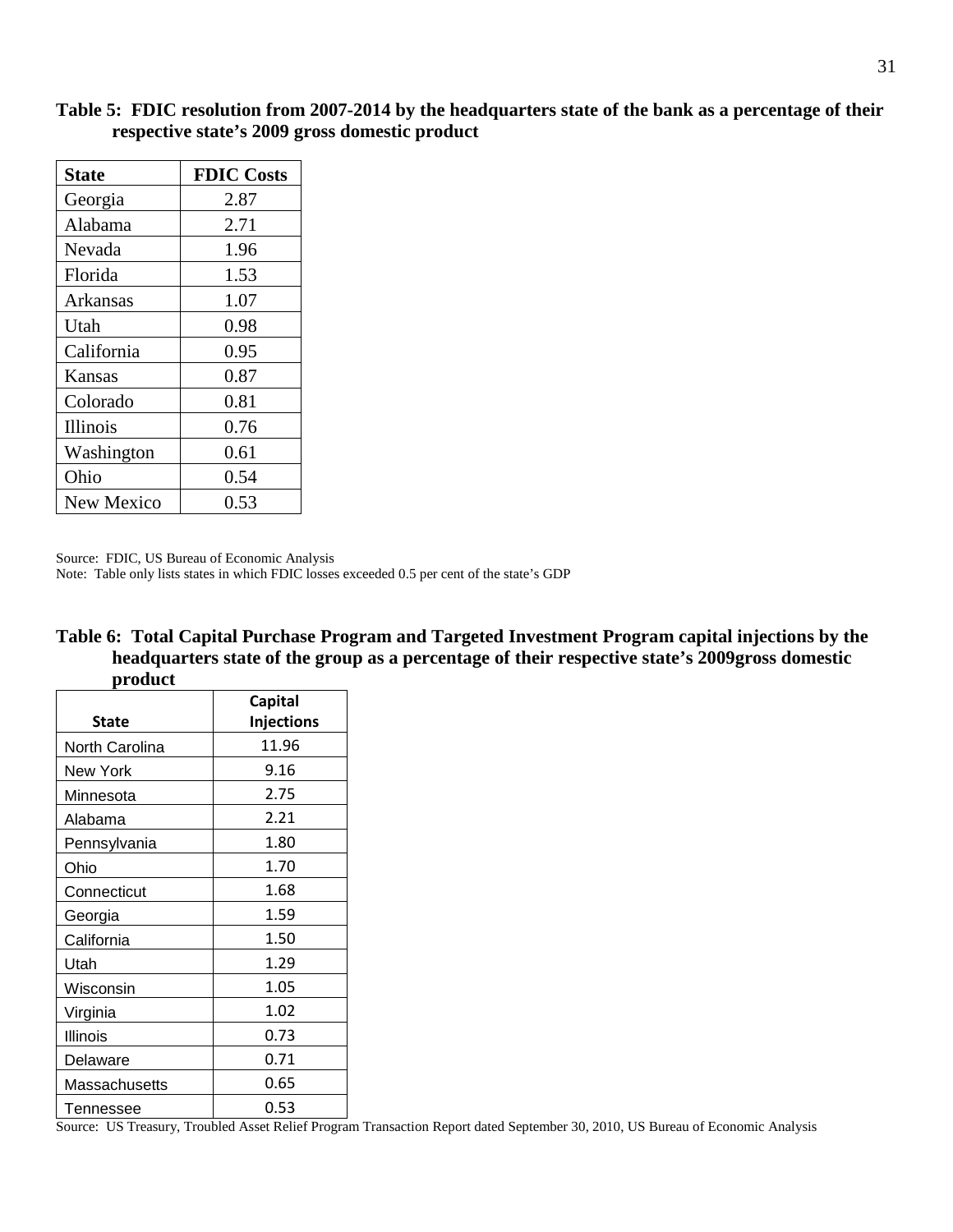**Table 5: FDIC resolution from 2007-2014 by the headquarters state of the bank as a percentage of their respective state's 2009 gross domestic product**

| State | FDIC Costs |
|---|---|
| Georgia | 2.87 |
| Alabama | 2.71 |
| Nevada | 1.96 |
| Florida | 1.53 |
| Arkansas | 1.07 |
| Utah | 0.98 |
| California | 0.95 |
| Kansas | 0.87 |
| Colorado | 0.81 |
| Illinois | 0.76 |
| Washington | 0.61 |
| Ohio | 0.54 |
| New Mexico | 0.53 |

Source: FDIC, US Bureau of Economic Analysis
Note: Table only lists states in which FDIC losses exceeded 0.5 per cent of the state's GDP

**Table 6: Total Capital Purchase Program and Targeted Investment Program capital injections by the headquarters state of the group as a percentage of their respective state's 2009gross domestic product**

| State | Capital Injections |
|---|---|
| North Carolina | 11.96 |
| New York | 9.16 |
| Minnesota | 2.75 |
| Alabama | 2.21 |
| Pennsylvania | 1.80 |
| Ohio | 1.70 |
| Connecticut | 1.68 |
| Georgia | 1.59 |
| California | 1.50 |
| Utah | 1.29 |
| Wisconsin | 1.05 |
| Virginia | 1.02 |
| Illinois | 0.73 |
| Delaware | 0.71 |
| Massachusetts | 0.65 |
| Tennessee | 0.53 |

Source: US Treasury, Troubled Asset Relief Program Transaction Report dated September 30, 2010, US Bureau of Economic Analysis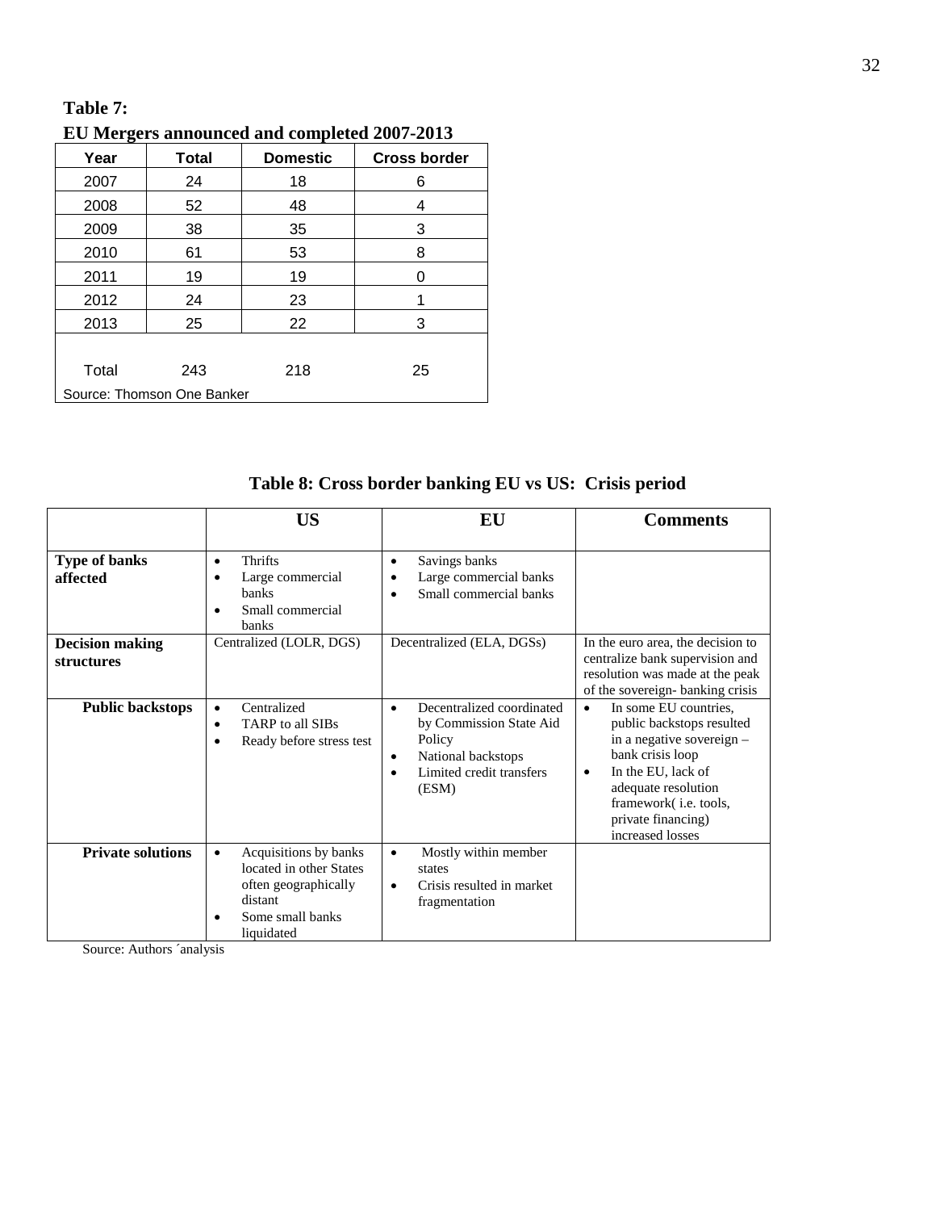**Table 7:**
**EU Mergers announced and completed 2007-2013**

| Year | Total | Domestic | Cross border |
|---|---|---|---|
| 2007 | 24 | 18 | 6 |
| 2008 | 52 | 48 | 4 |
| 2009 | 38 | 35 | 3 |
| 2010 | 61 | 53 | 8 |
| 2011 | 19 | 19 | 0 |
| 2012 | 24 | 23 | 1 |
| 2013 | 25 | 22 | 3 |
| Total | 243 | 218 | 25 |

Source: Thomson One Banker

**Table 8: Cross border banking EU vs US: Crisis period**

| | US | EU | Comments |
|---|---|---|---|
| **Type of banks affected** | • Thrifts<br>• Large commercial banks<br>• Small commercial banks | • Savings banks<br>• Large commercial banks<br>• Small commercial banks | |
| **Decision making structures** | Centralized (LOLR, DGS) | Decentralized (ELA, DGSs) | In the euro area, the decision to centralize bank supervision and resolution was made at the peak of the sovereign- banking crisis |
| **Public backstops** | • Centralized<br>• TARP to all SIBs<br>• Ready before stress test | • Decentralized coordinated by Commission State Aid Policy<br>• National backstops<br>• Limited credit transfers (ESM) | • In some EU countries, public backstops resulted in a negative sovereign – bank crisis loop<br>• In the EU, lack of adequate resolution framework( i.e. tools, private financing) increased losses |
| **Private solutions** | • Acquisitions by banks located in other States often geographically distant<br>• Some small banks liquidated | • Mostly within member states<br>• Crisis resulted in market fragmentation | |

Source: Authors ´analysis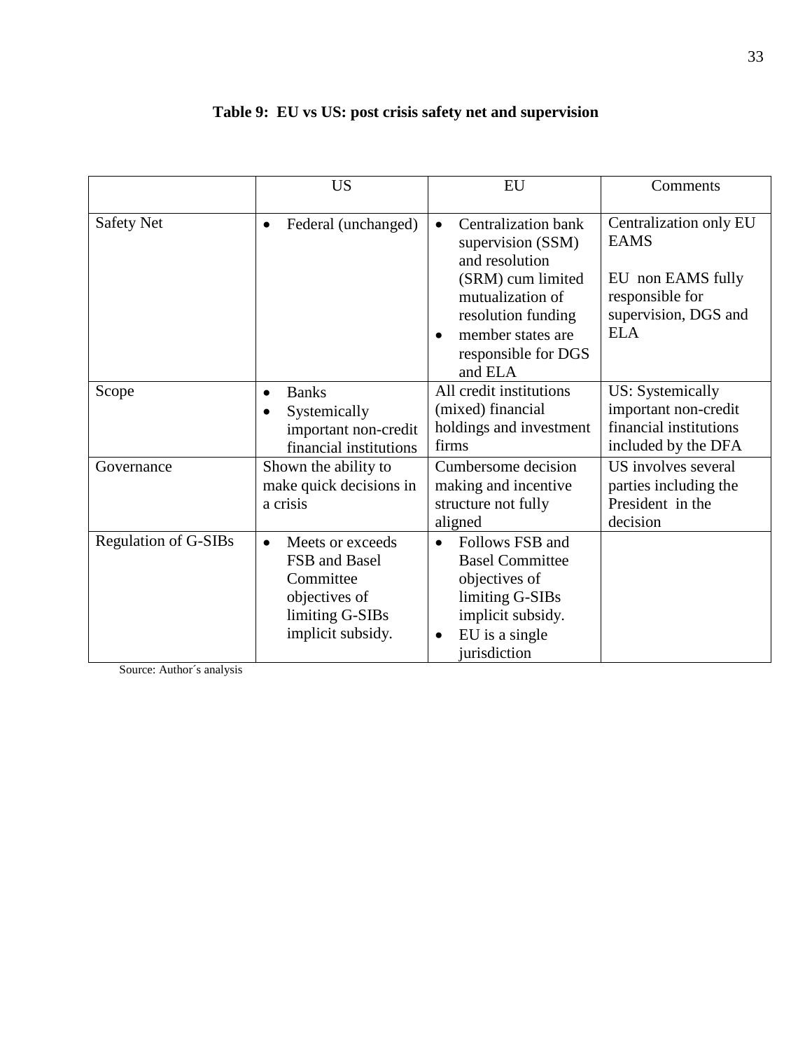**Table 9: EU vs US: post crisis safety net and supervision**

| | US | EU | Comments |
|---|---|---|---|
| Safety Net | • Federal (unchanged) | • Centralization bank supervision (SSM) and resolution (SRM) cum limited mutualization of resolution funding<br>• member states are responsible for DGS and ELA | Centralization only EU EAMS<br><br>EU non EAMS fully responsible for supervision, DGS and ELA |
| Scope | • Banks<br>• Systemically important non-credit financial institutions | All credit institutions (mixed) financial holdings and investment firms | US: Systemically important non-credit financial institutions included by the DFA |
| Governance | Shown the ability to make quick decisions in a crisis | Cumbersome decision making and incentive structure not fully aligned | US involves several parties including the President in the decision |
| Regulation of G-SIBs | • Meets or exceeds FSB and Basel Committee objectives of limiting G-SIBs implicit subsidy. | • Follows FSB and Basel Committee objectives of limiting G-SIBs implicit subsidy.<br>• EU is a single jurisdiction | |

Source: Author´s analysis